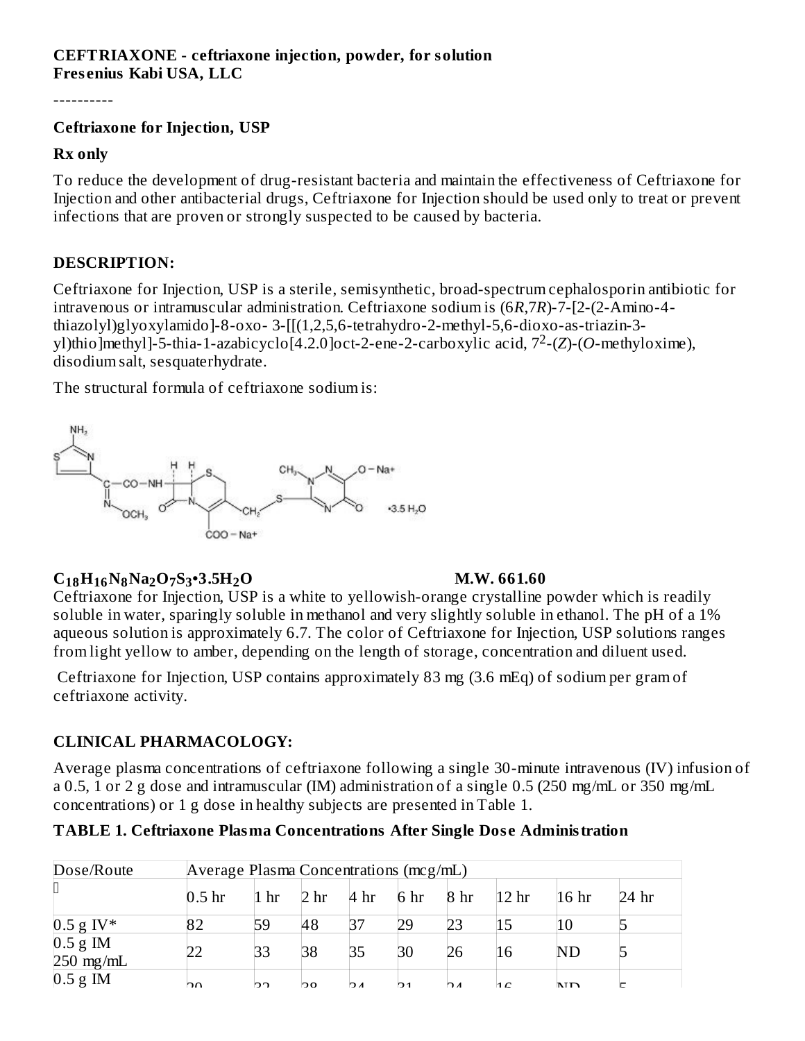**CEFTRIAXONE - ceftriaxone injection, powder, for solution**
**Fresenius Kabi USA, LLC**

----------

**Ceftriaxone for Injection, USP**

**Rx only**

To reduce the development of drug-resistant bacteria and maintain the effectiveness of Ceftriaxone for Injection and other antibacterial drugs, Ceftriaxone for Injection should be used only to treat or prevent infections that are proven or strongly suspected to be caused by bacteria.

## DESCRIPTION:

Ceftriaxone for Injection, USP is a sterile, semisynthetic, broad-spectrum cephalosporin antibiotic for intravenous or intramuscular administration. Ceftriaxone sodium is (6*R*,7*R*)-7-[2-(2-Amino-4-thiazolyl)glyoxylamido]-8-oxo- 3-[[(1,2,5,6-tetrahydro-2-methyl-5,6-dioxo-as-triazin-3-yl)thio]methyl]-5-thia-1-azabicyclo[4.2.0]oct-2-ene-2-carboxylic acid, $7^2$-(*Z*)-(*O*-methyloxime), disodium salt, sesquaterhydrate.

The structural formula of ceftriaxone sodium is:

**$C_{18}H_{16}N_8Na_2O_7S_3 \cdot 3.5H_2O$** **M.W. 661.60**

Ceftriaxone for Injection, USP is a white to yellowish-orange crystalline powder which is readily soluble in water, sparingly soluble in methanol and very slightly soluble in ethanol. The pH of a 1% aqueous solution is approximately 6.7. The color of Ceftriaxone for Injection, USP solutions ranges from light yellow to amber, depending on the length of storage, concentration and diluent used.

Ceftriaxone for Injection, USP contains approximately 83 mg (3.6 mEq) of sodium per gram of ceftriaxone activity.

## CLINICAL PHARMACOLOGY:

Average plasma concentrations of ceftriaxone following a single 30-minute intravenous (IV) infusion of a 0.5, 1 or 2 g dose and intramuscular (IM) administration of a single 0.5 (250 mg/mL or 350 mg/mL concentrations) or 1 g dose in healthy subjects are presented in Table 1.

**TABLE 1. Ceftriaxone Plasma Concentrations After Single Dose Administration**

| Dose/Route | Average Plasma Concentrations (mcg/mL) | | | | | | | | |
|---|---|---|---|---|---|---|---|---|---|
| | 0.5 hr | 1 hr | 2 hr | 4 hr | 6 hr | 8 hr | 12 hr | 16 hr | 24 hr |
| 0.5 g IV* | 82 | 59 | 48 | 37 | 29 | 23 | 15 | 10 | 5 |
| 0.5 g IM 250 mg/mL | 22 | 33 | 38 | 35 | 30 | 26 | 16 | ND | 5 |
| 0.5 g IM | 20 | 32 | 38 | 34 | 31 | 24 | 16 | ND | 5 |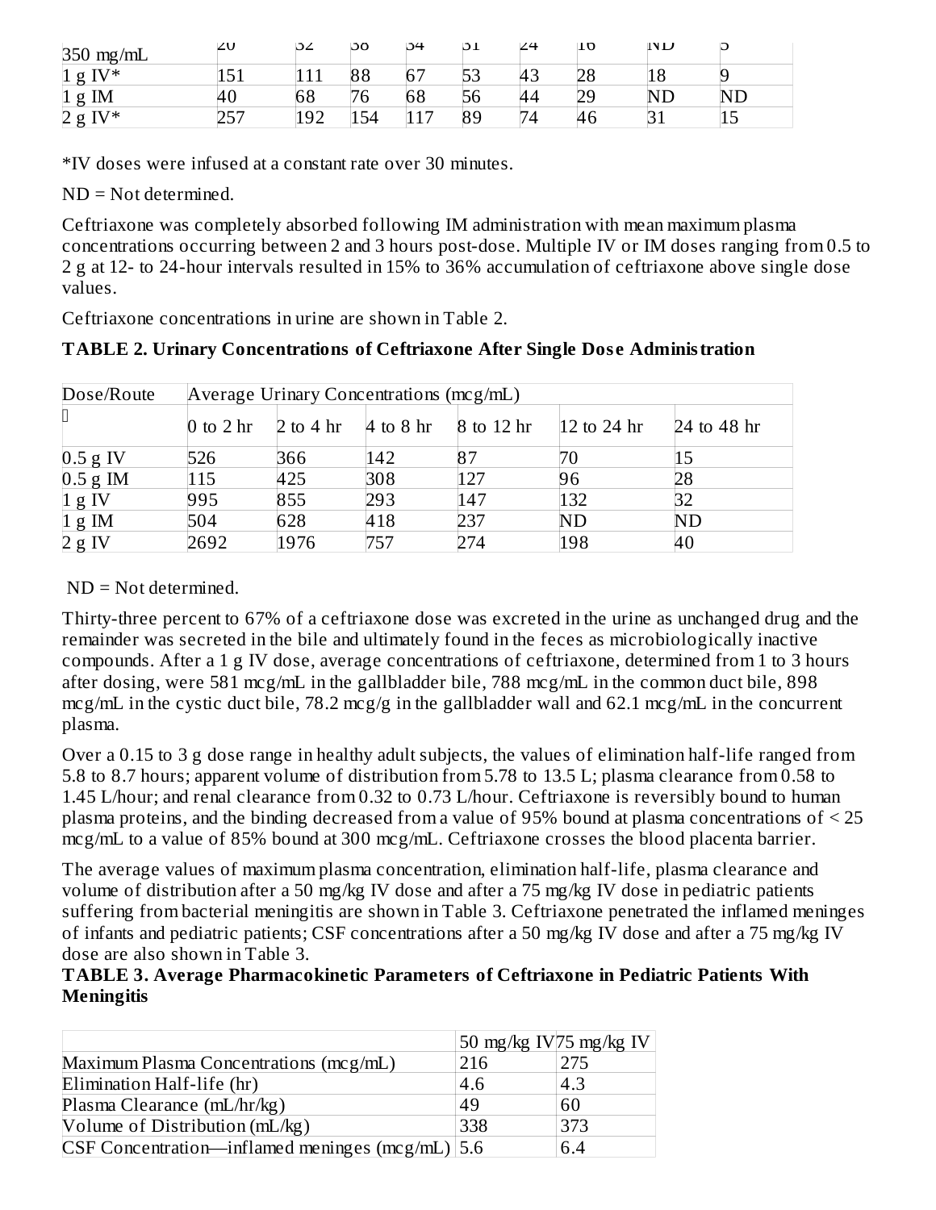| 350 mg/mL | 20 | 32 | 38 | 34 | 31 | 24 | 16 | ND | 5 |
|---|---|---|---|---|---|---|---|---|---|
| 1 g IV* | 151 | 111 | 88 | 67 | 53 | 43 | 28 | 18 | 9 |
| 1 g IM | 40 | 68 | 76 | 68 | 56 | 44 | 29 | ND | ND |
| 2 g IV* | 257 | 192 | 154 | 117 | 89 | 74 | 46 | 31 | 15 |

*IV doses were infused at a constant rate over 30 minutes.

ND = Not determined.

Ceftriaxone was completely absorbed following IM administration with mean maximum plasma concentrations occurring between 2 and 3 hours post-dose. Multiple IV or IM doses ranging from 0.5 to 2 g at 12- to 24-hour intervals resulted in 15% to 36% accumulation of ceftriaxone above single dose values.

Ceftriaxone concentrations in urine are shown in Table 2.

**TABLE 2. Urinary Concentrations of Ceftriaxone After Single Dose Administration**

| Dose/Route | Average Urinary Concentrations (mcg/mL) | | | | | |
|---|---|---|---|---|---|---|
| | 0 to 2 hr | 2 to 4 hr | 4 to 8 hr | 8 to 12 hr | 12 to 24 hr | 24 to 48 hr |
| 0.5 g IV | 526 | 366 | 142 | 87 | 70 | 15 |
| 0.5 g IM | 115 | 425 | 308 | 127 | 96 | 28 |
| 1 g IV | 995 | 855 | 293 | 147 | 132 | 32 |
| 1 g IM | 504 | 628 | 418 | 237 | ND | ND |
| 2 g IV | 2692 | 1976 | 757 | 274 | 198 | 40 |

ND = Not determined.

Thirty-three percent to 67% of a ceftriaxone dose was excreted in the urine as unchanged drug and the remainder was secreted in the bile and ultimately found in the feces as microbiologically inactive compounds. After a 1 g IV dose, average concentrations of ceftriaxone, determined from 1 to 3 hours after dosing, were 581 mcg/mL in the gallbladder bile, 788 mcg/mL in the common duct bile, 898 mcg/mL in the cystic duct bile, 78.2 mcg/g in the gallbladder wall and 62.1 mcg/mL in the concurrent plasma.

Over a 0.15 to 3 g dose range in healthy adult subjects, the values of elimination half-life ranged from 5.8 to 8.7 hours; apparent volume of distribution from 5.78 to 13.5 L; plasma clearance from 0.58 to 1.45 L/hour; and renal clearance from 0.32 to 0.73 L/hour. Ceftriaxone is reversibly bound to human plasma proteins, and the binding decreased from a value of 95% bound at plasma concentrations of < 25 mcg/mL to a value of 85% bound at 300 mcg/mL. Ceftriaxone crosses the blood placenta barrier.

The average values of maximum plasma concentration, elimination half-life, plasma clearance and volume of distribution after a 50 mg/kg IV dose and after a 75 mg/kg IV dose in pediatric patients suffering from bacterial meningitis are shown in Table 3. Ceftriaxone penetrated the inflamed meninges of infants and pediatric patients; CSF concentrations after a 50 mg/kg IV dose and after a 75 mg/kg IV dose are also shown in Table 3.

**TABLE 3. Average Pharmacokinetic Parameters of Ceftriaxone in Pediatric Patients With Meningitis**

| | 50 mg/kg IV | 75 mg/kg IV |
|---|---|---|
| Maximum Plasma Concentrations (mcg/mL) | 216 | 275 |
| Elimination Half-life (hr) | 4.6 | 4.3 |
| Plasma Clearance (mL/hr/kg) | 49 | 60 |
| Volume of Distribution (mL/kg) | 338 | 373 |
| CSF Concentration—inflamed meninges (mcg/mL) | 5.6 | 6.4 |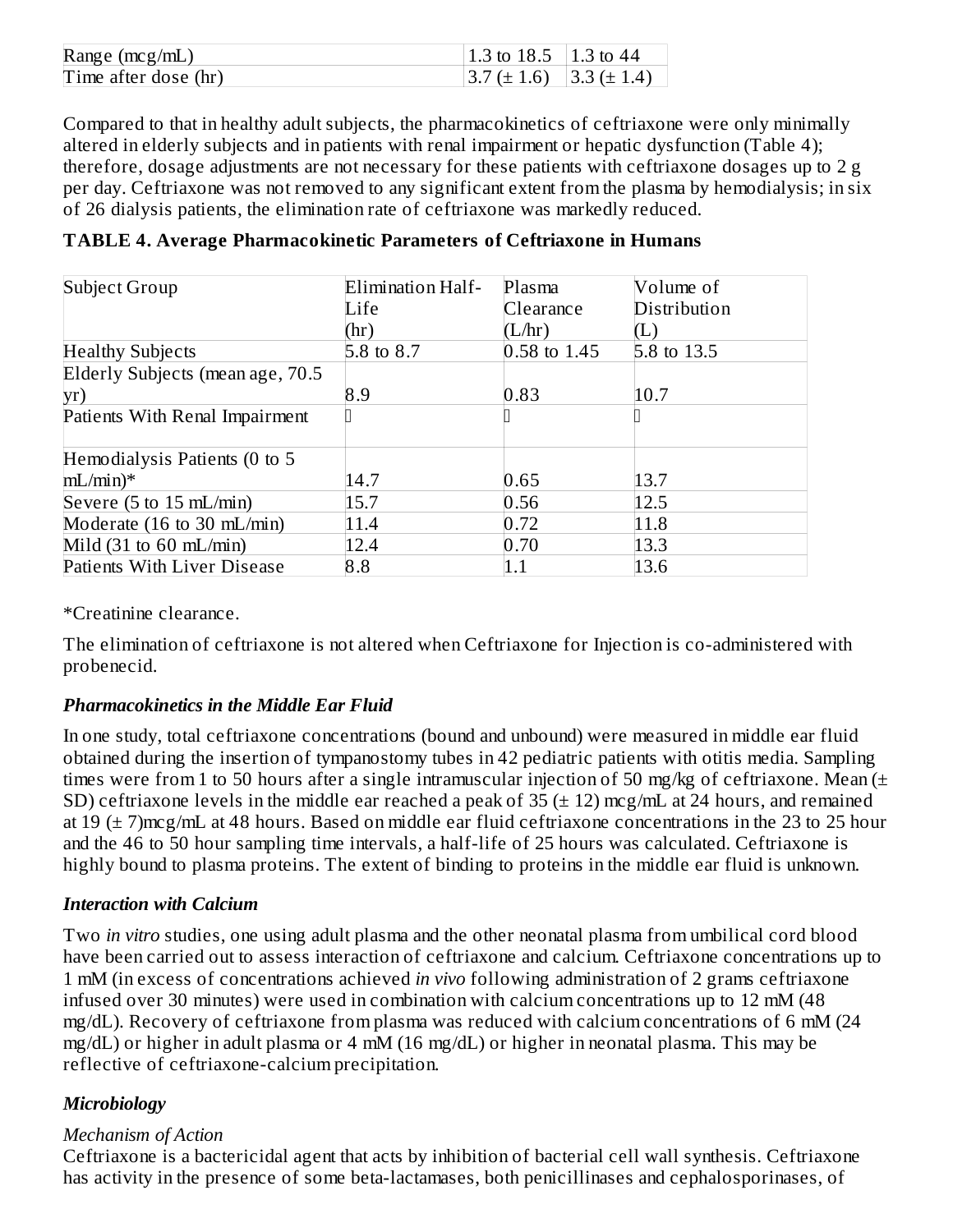| | | |
|---|---|---|
| Range (mcg/mL) | 1.3 to 18.5 | 1.3 to 44 |
| Time after dose (hr) | 3.7 (± 1.6) | 3.3 (± 1.4) |

Compared to that in healthy adult subjects, the pharmacokinetics of ceftriaxone were only minimally altered in elderly subjects and in patients with renal impairment or hepatic dysfunction (Table 4); therefore, dosage adjustments are not necessary for these patients with ceftriaxone dosages up to 2 g per day. Ceftriaxone was not removed to any significant extent from the plasma by hemodialysis; in six of 26 dialysis patients, the elimination rate of ceftriaxone was markedly reduced.

**TABLE 4. Average Pharmacokinetic Parameters of Ceftriaxone in Humans**

| Subject Group | Elimination Half-Life (hr) | Plasma Clearance (L/hr) | Volume of Distribution (L) |
|---|---|---|---|
| Healthy Subjects | 5.8 to 8.7 | 0.58 to 1.45 | 5.8 to 13.5 |
| Elderly Subjects (mean age, 70.5 yr) | 8.9 | 0.83 | 10.7 |
| Patients With Renal Impairment | | | |
| Hemodialysis Patients (0 to 5 mL/min)* | 14.7 | 0.65 | 13.7 |
| Severe (5 to 15 mL/min) | 15.7 | 0.56 | 12.5 |
| Moderate (16 to 30 mL/min) | 11.4 | 0.72 | 11.8 |
| Mild (31 to 60 mL/min) | 12.4 | 0.70 | 13.3 |
| Patients With Liver Disease | 8.8 | 1.1 | 13.6 |

*Creatinine clearance.

The elimination of ceftriaxone is not altered when Ceftriaxone for Injection is co-administered with probenecid.

***Pharmacokinetics in the Middle Ear Fluid***

In one study, total ceftriaxone concentrations (bound and unbound) were measured in middle ear fluid obtained during the insertion of tympanostomy tubes in 42 pediatric patients with otitis media. Sampling times were from 1 to 50 hours after a single intramuscular injection of 50 mg/kg of ceftriaxone. Mean (± SD) ceftriaxone levels in the middle ear reached a peak of 35 (± 12) mcg/mL at 24 hours, and remained at 19 (± 7)mcg/mL at 48 hours. Based on middle ear fluid ceftriaxone concentrations in the 23 to 25 hour and the 46 to 50 hour sampling time intervals, a half-life of 25 hours was calculated. Ceftriaxone is highly bound to plasma proteins. The extent of binding to proteins in the middle ear fluid is unknown.

***Interaction with Calcium***

Two *in vitro* studies, one using adult plasma and the other neonatal plasma from umbilical cord blood have been carried out to assess interaction of ceftriaxone and calcium. Ceftriaxone concentrations up to 1 mM (in excess of concentrations achieved *in vivo* following administration of 2 grams ceftriaxone infused over 30 minutes) were used in combination with calcium concentrations up to 12 mM (48 mg/dL). Recovery of ceftriaxone from plasma was reduced with calcium concentrations of 6 mM (24 mg/dL) or higher in adult plasma or 4 mM (16 mg/dL) or higher in neonatal plasma. This may be reflective of ceftriaxone-calcium precipitation.

***Microbiology***

*Mechanism of Action*

Ceftriaxone is a bactericidal agent that acts by inhibition of bacterial cell wall synthesis. Ceftriaxone has activity in the presence of some beta-lactamases, both penicillinases and cephalosporinases, of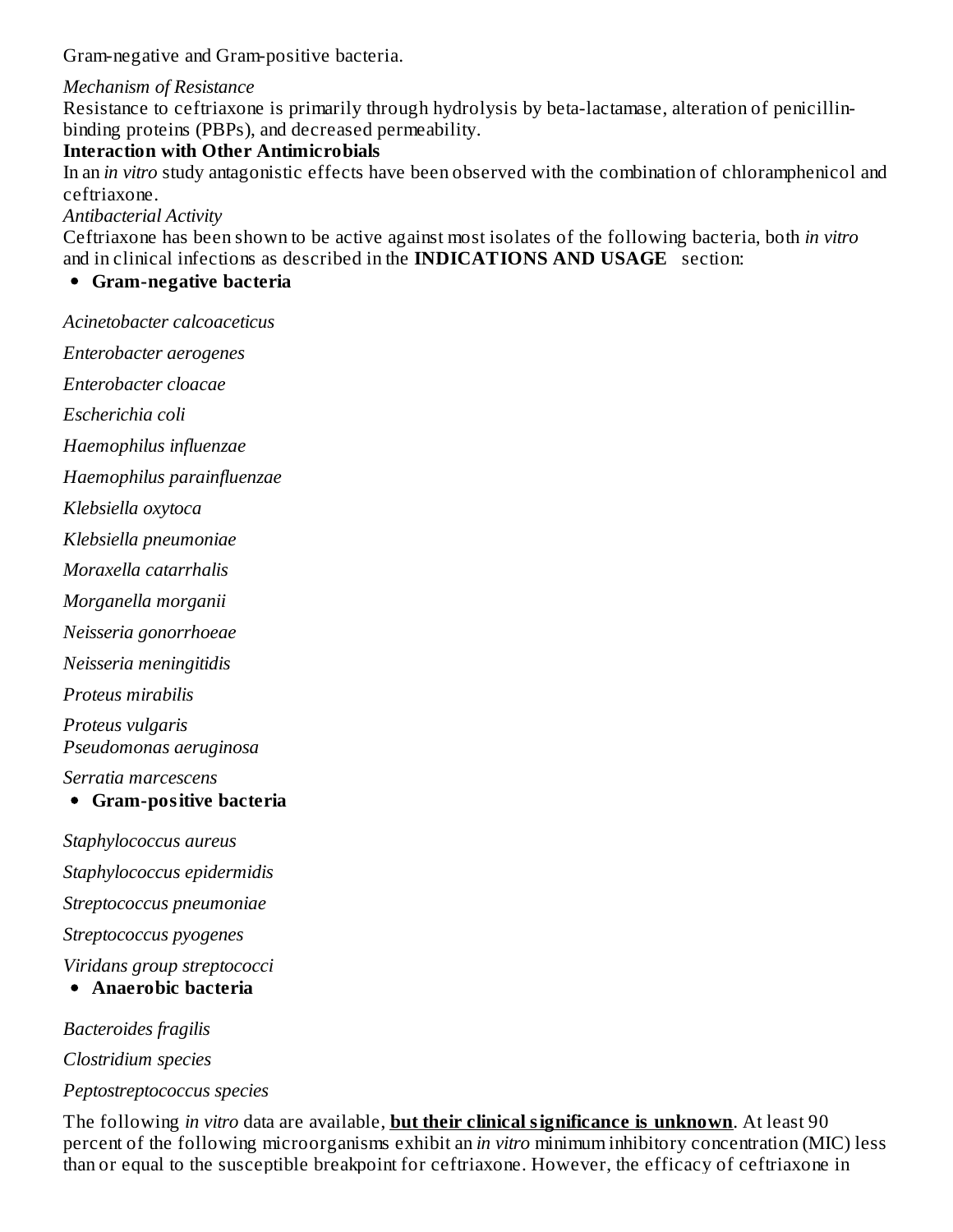Gram-negative and Gram-positive bacteria.

*Mechanism of Resistance*
Resistance to ceftriaxone is primarily through hydrolysis by beta-lactamase, alteration of penicillin-binding proteins (PBPs), and decreased permeability.

**Interaction with Other Antimicrobials**
In an *in vitro* study antagonistic effects have been observed with the combination of chloramphenicol and ceftriaxone.

*Antibacterial Activity*
Ceftriaxone has been shown to be active against most isolates of the following bacteria, both *in vitro* and in clinical infections as described in the **INDICATIONS AND USAGE** section:

- **Gram-negative bacteria**

*Acinetobacter calcoaceticus*

*Enterobacter aerogenes*

*Enterobacter cloacae*

*Escherichia coli*

*Haemophilus influenzae*

*Haemophilus parainfluenzae*

*Klebsiella oxytoca*

*Klebsiella pneumoniae*

*Moraxella catarrhalis*

*Morganella morganii*

*Neisseria gonorrhoeae*

*Neisseria meningitidis*

*Proteus mirabilis*

*Proteus vulgaris*
*Pseudomonas aeruginosa*

*Serratia marcescens*

- **Gram-positive bacteria**

*Staphylococcus aureus*

*Staphylococcus epidermidis*

*Streptococcus pneumoniae*

*Streptococcus pyogenes*

*Viridans group streptococci*

- **Anaerobic bacteria**

*Bacteroides fragilis*

*Clostridium species*

*Peptostreptococcus species*

The following *in vitro* data are available, **but their clinical significance is unknown**. At least 90 percent of the following microorganisms exhibit an *in vitro* minimum inhibitory concentration (MIC) less than or equal to the susceptible breakpoint for ceftriaxone. However, the efficacy of ceftriaxone in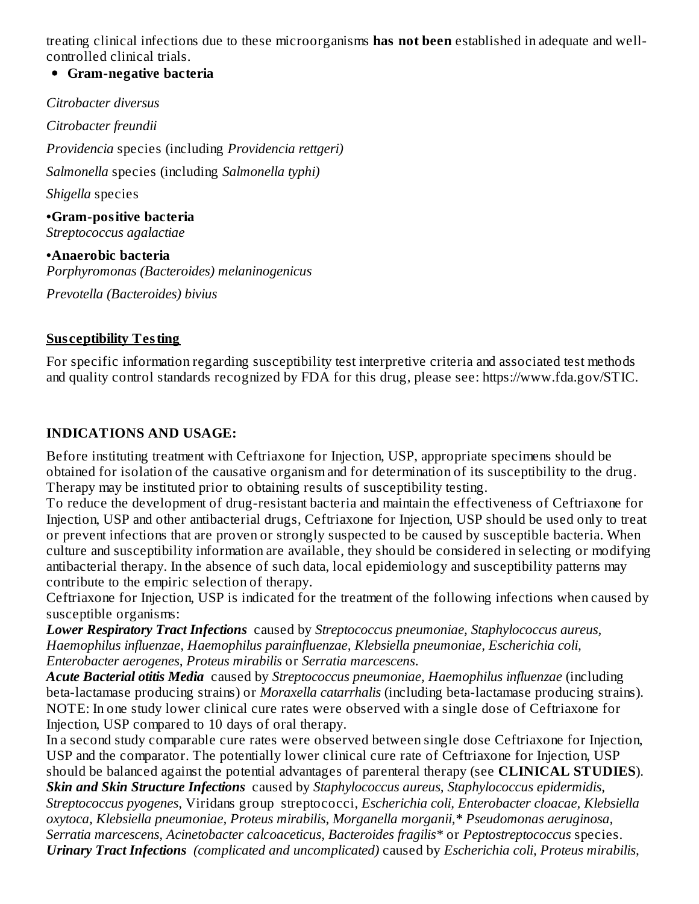treating clinical infections due to these microorganisms **has not been** established in adequate and well-controlled clinical trials.

- **Gram-negative bacteria**

*Citrobacter diversus*

*Citrobacter freundii*

*Providencia* species (including *Providencia rettgeri)*

*Salmonella* species (including *Salmonella typhi)*

*Shigella* species

**•Gram-positive bacteria**
*Streptococcus agalactiae*

**•Anaerobic bacteria**
*Porphyromonas (Bacteroides) melaninogenicus*

*Prevotella (Bacteroides) bivius*

**Susceptibility Testing**

For specific information regarding susceptibility test interpretive criteria and associated test methods and quality control standards recognized by FDA for this drug, please see: https://www.fda.gov/STIC.

## INDICATIONS AND USAGE:

Before instituting treatment with Ceftriaxone for Injection, USP, appropriate specimens should be obtained for isolation of the causative organism and for determination of its susceptibility to the drug. Therapy may be instituted prior to obtaining results of susceptibility testing.

To reduce the development of drug-resistant bacteria and maintain the effectiveness of Ceftriaxone for Injection, USP and other antibacterial drugs, Ceftriaxone for Injection, USP should be used only to treat or prevent infections that are proven or strongly suspected to be caused by susceptible bacteria. When culture and susceptibility information are available, they should be considered in selecting or modifying antibacterial therapy. In the absence of such data, local epidemiology and susceptibility patterns may contribute to the empiric selection of therapy.

Ceftriaxone for Injection, USP is indicated for the treatment of the following infections when caused by susceptible organisms:

***Lower Respiratory Tract Infections*** caused by *Streptococcus pneumoniae, Staphylococcus aureus, Haemophilus influenzae, Haemophilus parainfluenzae, Klebsiella pneumoniae, Escherichia coli, Enterobacter aerogenes, Proteus mirabilis* or *Serratia marcescens.*

***Acute Bacterial otitis Media*** caused by *Streptococcus pneumoniae, Haemophilus influenzae* (including beta-lactamase producing strains) or *Moraxella catarrhalis* (including beta-lactamase producing strains).

NOTE: In one study lower clinical cure rates were observed with a single dose of Ceftriaxone for Injection, USP compared to 10 days of oral therapy.

In a second study comparable cure rates were observed between single dose Ceftriaxone for Injection, USP and the comparator. The potentially lower clinical cure rate of Ceftriaxone for Injection, USP should be balanced against the potential advantages of parenteral therapy (see **CLINICAL STUDIES**).

***Skin and Skin Structure Infections*** caused by *Staphylococcus aureus, Staphylococcus epidermidis, Streptococcus pyogenes,* Viridans group streptococci, *Escherichia coli, Enterobacter cloacae, Klebsiella oxytoca, Klebsiella pneumoniae, Proteus mirabilis, Morganella morganii,\* Pseudomonas aeruginosa, Serratia marcescens, Acinetobacter calcoaceticus, Bacteroides fragilis\** or *Peptostreptococcus* species.

***Urinary Tract Infections*** *(complicated and uncomplicated)* caused by *Escherichia coli, Proteus mirabilis,*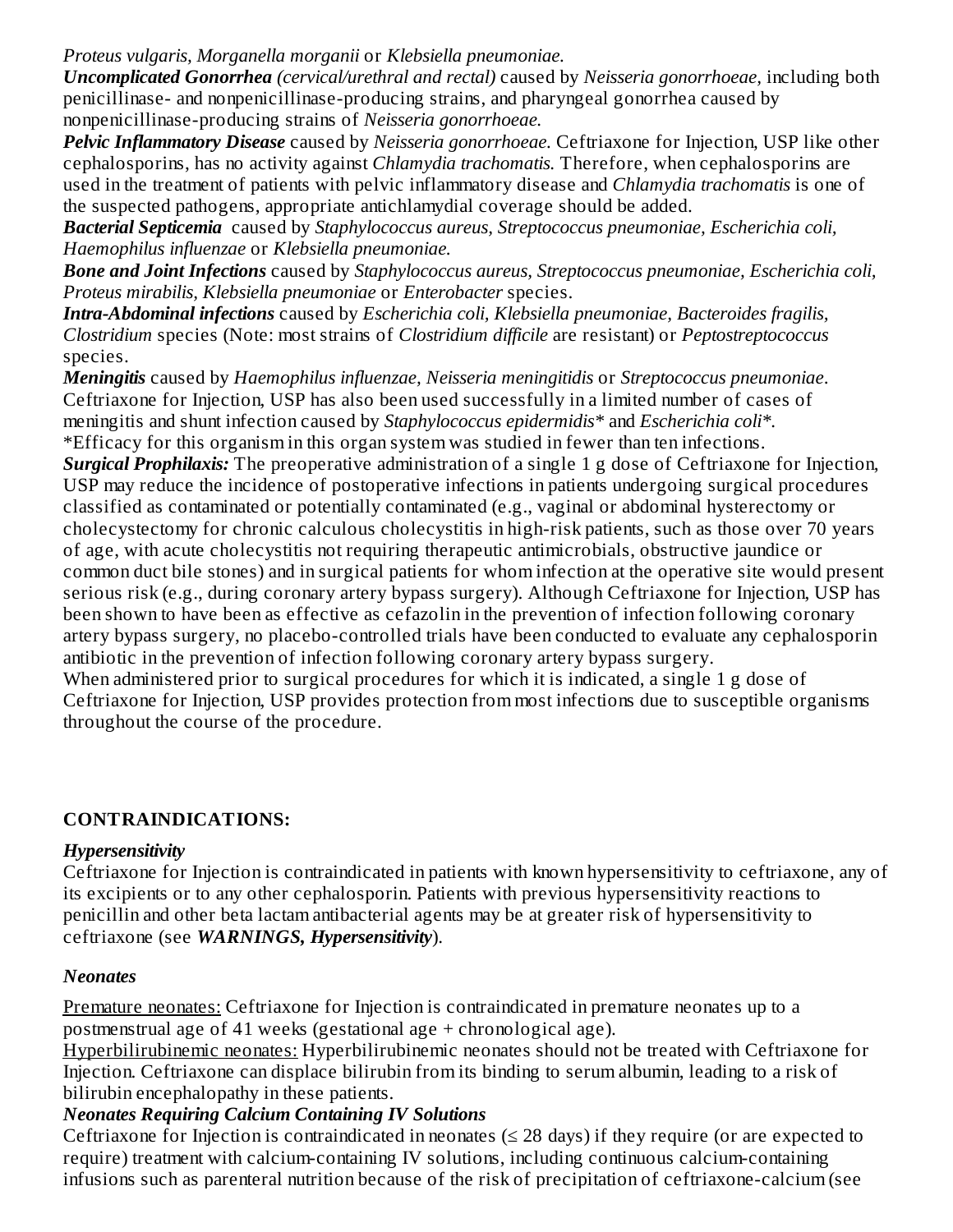*Proteus vulgaris, Morganella morganii* or *Klebsiella pneumoniae.*

***Uncomplicated Gonorrhea*** *(cervical/urethral and rectal)* caused by *Neisseria gonorrhoeae,* including both penicillinase- and nonpenicillinase-producing strains, and pharyngeal gonorrhea caused by nonpenicillinase-producing strains of *Neisseria gonorrhoeae.*

***Pelvic Inflammatory Disease*** caused by *Neisseria gonorrhoeae.* Ceftriaxone for Injection, USP like other cephalosporins, has no activity against *Chlamydia trachomatis.* Therefore, when cephalosporins are used in the treatment of patients with pelvic inflammatory disease and *Chlamydia trachomatis* is one of the suspected pathogens, appropriate antichlamydial coverage should be added.

***Bacterial Septicemia*** caused by *Staphylococcus aureus, Streptococcus pneumoniae, Escherichia coli, Haemophilus influenzae* or *Klebsiella pneumoniae.*

***Bone and Joint Infections*** caused by *Staphylococcus aureus, Streptococcus pneumoniae, Escherichia coli, Proteus mirabilis, Klebsiella pneumoniae* or *Enterobacter* species.

***Intra-Abdominal infections*** caused by *Escherichia coli, Klebsiella pneumoniae, Bacteroides fragilis, Clostridium* species (Note: most strains of *Clostridium difficile* are resistant) or *Peptostreptococcus* species.

***Meningitis*** caused by *Haemophilus influenzae, Neisseria meningitidis* or *Streptococcus pneumoniae*. Ceftriaxone for Injection, USP has also been used successfully in a limited number of cases of meningitis and shunt infection caused by *Staphylococcus epidermidis** and *Escherichia coli**.
*Efficacy for this organism in this organ system was studied in fewer than ten infections.

***Surgical Prophilaxis:*** The preoperative administration of a single 1 g dose of Ceftriaxone for Injection, USP may reduce the incidence of postoperative infections in patients undergoing surgical procedures classified as contaminated or potentially contaminated (e.g., vaginal or abdominal hysterectomy or cholecystectomy for chronic calculous cholecystitis in high-risk patients, such as those over 70 years of age, with acute cholecystitis not requiring therapeutic antimicrobials, obstructive jaundice or common duct bile stones) and in surgical patients for whom infection at the operative site would present serious risk (e.g., during coronary artery bypass surgery). Although Ceftriaxone for Injection, USP has been shown to have been as effective as cefazolin in the prevention of infection following coronary artery bypass surgery, no placebo-controlled trials have been conducted to evaluate any cephalosporin antibiotic in the prevention of infection following coronary artery bypass surgery.

When administered prior to surgical procedures for which it is indicated, a single 1 g dose of Ceftriaxone for Injection, USP provides protection from most infections due to susceptible organisms throughout the course of the procedure.

## CONTRAINDICATIONS:

### *Hypersensitivity*

Ceftriaxone for Injection is contraindicated in patients with known hypersensitivity to ceftriaxone, any of its excipients or to any other cephalosporin. Patients with previous hypersensitivity reactions to penicillin and other beta lactam antibacterial agents may be at greater risk of hypersensitivity to ceftriaxone (see ***WARNINGS, Hypersensitivity***).

### *Neonates*

Premature neonates: Ceftriaxone for Injection is contraindicated in premature neonates up to a postmenstrual age of 41 weeks (gestational age + chronological age).

Hyperbilirubinemic neonates: Hyperbilirubinemic neonates should not be treated with Ceftriaxone for Injection. Ceftriaxone can displace bilirubin from its binding to serum albumin, leading to a risk of bilirubin encephalopathy in these patients.

### *Neonates Requiring Calcium Containing IV Solutions*

Ceftriaxone for Injection is contraindicated in neonates ($\leq$ 28 days) if they require (or are expected to require) treatment with calcium-containing IV solutions, including continuous calcium-containing infusions such as parenteral nutrition because of the risk of precipitation of ceftriaxone-calcium (see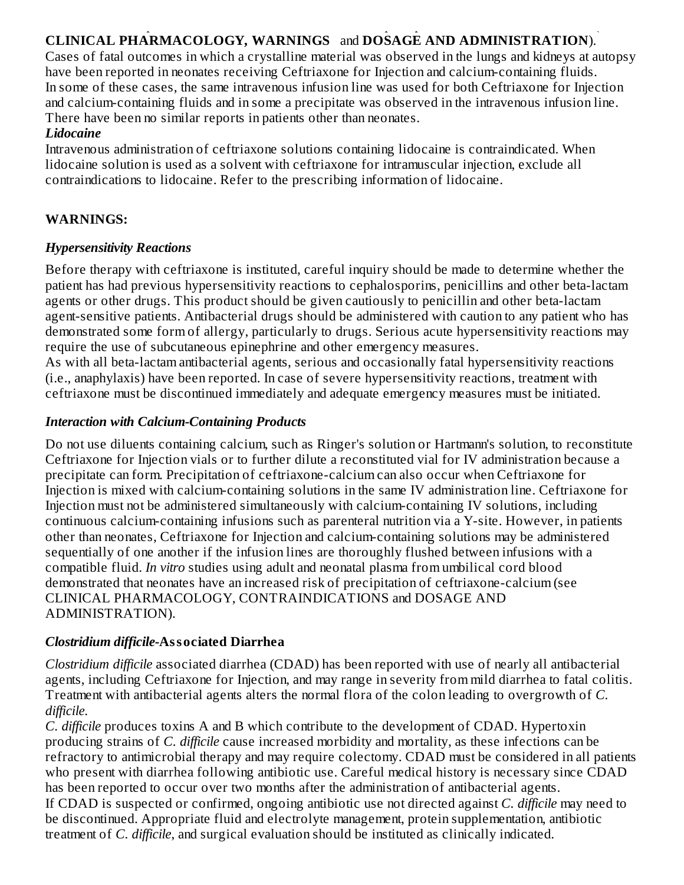**CLINICAL PHARMACOLOGY, WARNINGS** and **DOSAGE AND ADMINISTRATION**).

Cases of fatal outcomes in which a crystalline material was observed in the lungs and kidneys at autopsy have been reported in neonates receiving Ceftriaxone for Injection and calcium-containing fluids. In some of these cases, the same intravenous infusion line was used for both Ceftriaxone for Injection and calcium-containing fluids and in some a precipitate was observed in the intravenous infusion line. There have been no similar reports in patients other than neonates.

***Lidocaine***

Intravenous administration of ceftriaxone solutions containing lidocaine is contraindicated. When lidocaine solution is used as a solvent with ceftriaxone for intramuscular injection, exclude all contraindications to lidocaine. Refer to the prescribing information of lidocaine.

## WARNINGS:

### *Hypersensitivity Reactions*

Before therapy with ceftriaxone is instituted, careful inquiry should be made to determine whether the patient has had previous hypersensitivity reactions to cephalosporins, penicillins and other beta-lactam agents or other drugs. This product should be given cautiously to penicillin and other beta-lactam agent-sensitive patients. Antibacterial drugs should be administered with caution to any patient who has demonstrated some form of allergy, particularly to drugs. Serious acute hypersensitivity reactions may require the use of subcutaneous epinephrine and other emergency measures.

As with all beta-lactam antibacterial agents, serious and occasionally fatal hypersensitivity reactions (i.e., anaphylaxis) have been reported. In case of severe hypersensitivity reactions, treatment with ceftriaxone must be discontinued immediately and adequate emergency measures must be initiated.

### *Interaction with Calcium-Containing Products*

Do not use diluents containing calcium, such as Ringer's solution or Hartmann's solution, to reconstitute Ceftriaxone for Injection vials or to further dilute a reconstituted vial for IV administration because a precipitate can form. Precipitation of ceftriaxone-calcium can also occur when Ceftriaxone for Injection is mixed with calcium-containing solutions in the same IV administration line. Ceftriaxone for Injection must not be administered simultaneously with calcium-containing IV solutions, including continuous calcium-containing infusions such as parenteral nutrition via a Y-site. However, in patients other than neonates, Ceftriaxone for Injection and calcium-containing solutions may be administered sequentially of one another if the infusion lines are thoroughly flushed between infusions with a compatible fluid. *In vitro* studies using adult and neonatal plasma from umbilical cord blood demonstrated that neonates have an increased risk of precipitation of ceftriaxone-calcium (see CLINICAL PHARMACOLOGY, CONTRAINDICATIONS and DOSAGE AND ADMINISTRATION).

### *Clostridium difficile*-Associated Diarrhea

*Clostridium difficile* associated diarrhea (CDAD) has been reported with use of nearly all antibacterial agents, including Ceftriaxone for Injection, and may range in severity from mild diarrhea to fatal colitis. Treatment with antibacterial agents alters the normal flora of the colon leading to overgrowth of *C. difficile*.

*C. difficile* produces toxins A and B which contribute to the development of CDAD. Hypertoxin producing strains of *C. difficile* cause increased morbidity and mortality, as these infections can be refractory to antimicrobial therapy and may require colectomy. CDAD must be considered in all patients who present with diarrhea following antibiotic use. Careful medical history is necessary since CDAD has been reported to occur over two months after the administration of antibacterial agents.

If CDAD is suspected or confirmed, ongoing antibiotic use not directed against *C. difficile* may need to be discontinued. Appropriate fluid and electrolyte management, protein supplementation, antibiotic treatment of *C. difficile*, and surgical evaluation should be instituted as clinically indicated.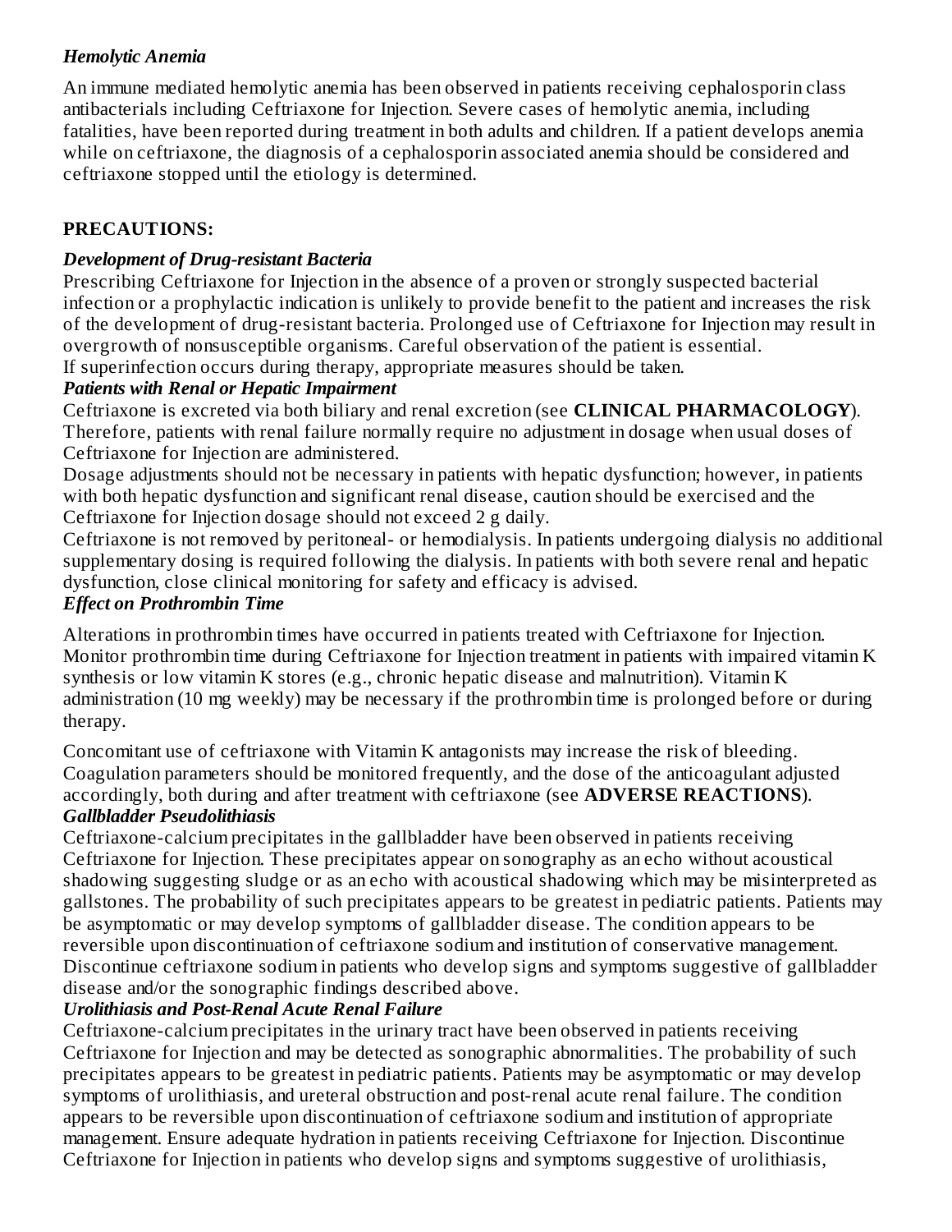*Hemolytic Anemia*

An immune mediated hemolytic anemia has been observed in patients receiving cephalosporin class antibacterials including Ceftriaxone for Injection. Severe cases of hemolytic anemia, including fatalities, have been reported during treatment in both adults and children. If a patient develops anemia while on ceftriaxone, the diagnosis of a cephalosporin associated anemia should be considered and ceftriaxone stopped until the etiology is determined.

**PRECAUTIONS:**

***Development of Drug-resistant Bacteria***

Prescribing Ceftriaxone for Injection in the absence of a proven or strongly suspected bacterial infection or a prophylactic indication is unlikely to provide benefit to the patient and increases the risk of the development of drug-resistant bacteria. Prolonged use of Ceftriaxone for Injection may result in overgrowth of nonsusceptible organisms. Careful observation of the patient is essential.
If superinfection occurs during therapy, appropriate measures should be taken.

***Patients with Renal or Hepatic Impairment***

Ceftriaxone is excreted via both biliary and renal excretion (see **CLINICAL PHARMACOLOGY**). Therefore, patients with renal failure normally require no adjustment in dosage when usual doses of Ceftriaxone for Injection are administered.
Dosage adjustments should not be necessary in patients with hepatic dysfunction; however, in patients with both hepatic dysfunction and significant renal disease, caution should be exercised and the Ceftriaxone for Injection dosage should not exceed 2 g daily.
Ceftriaxone is not removed by peritoneal- or hemodialysis. In patients undergoing dialysis no additional supplementary dosing is required following the dialysis. In patients with both severe renal and hepatic dysfunction, close clinical monitoring for safety and efficacy is advised.

***Effect on Prothrombin Time***

Alterations in prothrombin times have occurred in patients treated with Ceftriaxone for Injection. Monitor prothrombin time during Ceftriaxone for Injection treatment in patients with impaired vitamin K synthesis or low vitamin K stores (e.g., chronic hepatic disease and malnutrition). Vitamin K administration (10 mg weekly) may be necessary if the prothrombin time is prolonged before or during therapy.

Concomitant use of ceftriaxone with Vitamin K antagonists may increase the risk of bleeding. Coagulation parameters should be monitored frequently, and the dose of the anticoagulant adjusted accordingly, both during and after treatment with ceftriaxone (see **ADVERSE REACTIONS**).

***Gallbladder Pseudolithiasis***

Ceftriaxone-calcium precipitates in the gallbladder have been observed in patients receiving Ceftriaxone for Injection. These precipitates appear on sonography as an echo without acoustical shadowing suggesting sludge or as an echo with acoustical shadowing which may be misinterpreted as gallstones. The probability of such precipitates appears to be greatest in pediatric patients. Patients may be asymptomatic or may develop symptoms of gallbladder disease. The condition appears to be reversible upon discontinuation of ceftriaxone sodium and institution of conservative management. Discontinue ceftriaxone sodium in patients who develop signs and symptoms suggestive of gallbladder disease and/or the sonographic findings described above.

***Urolithiasis and Post-Renal Acute Renal Failure***

Ceftriaxone-calcium precipitates in the urinary tract have been observed in patients receiving Ceftriaxone for Injection and may be detected as sonographic abnormalities. The probability of such precipitates appears to be greatest in pediatric patients. Patients may be asymptomatic or may develop symptoms of urolithiasis, and ureteral obstruction and post-renal acute renal failure. The condition appears to be reversible upon discontinuation of ceftriaxone sodium and institution of appropriate management. Ensure adequate hydration in patients receiving Ceftriaxone for Injection. Discontinue Ceftriaxone for Injection in patients who develop signs and symptoms suggestive of urolithiasis,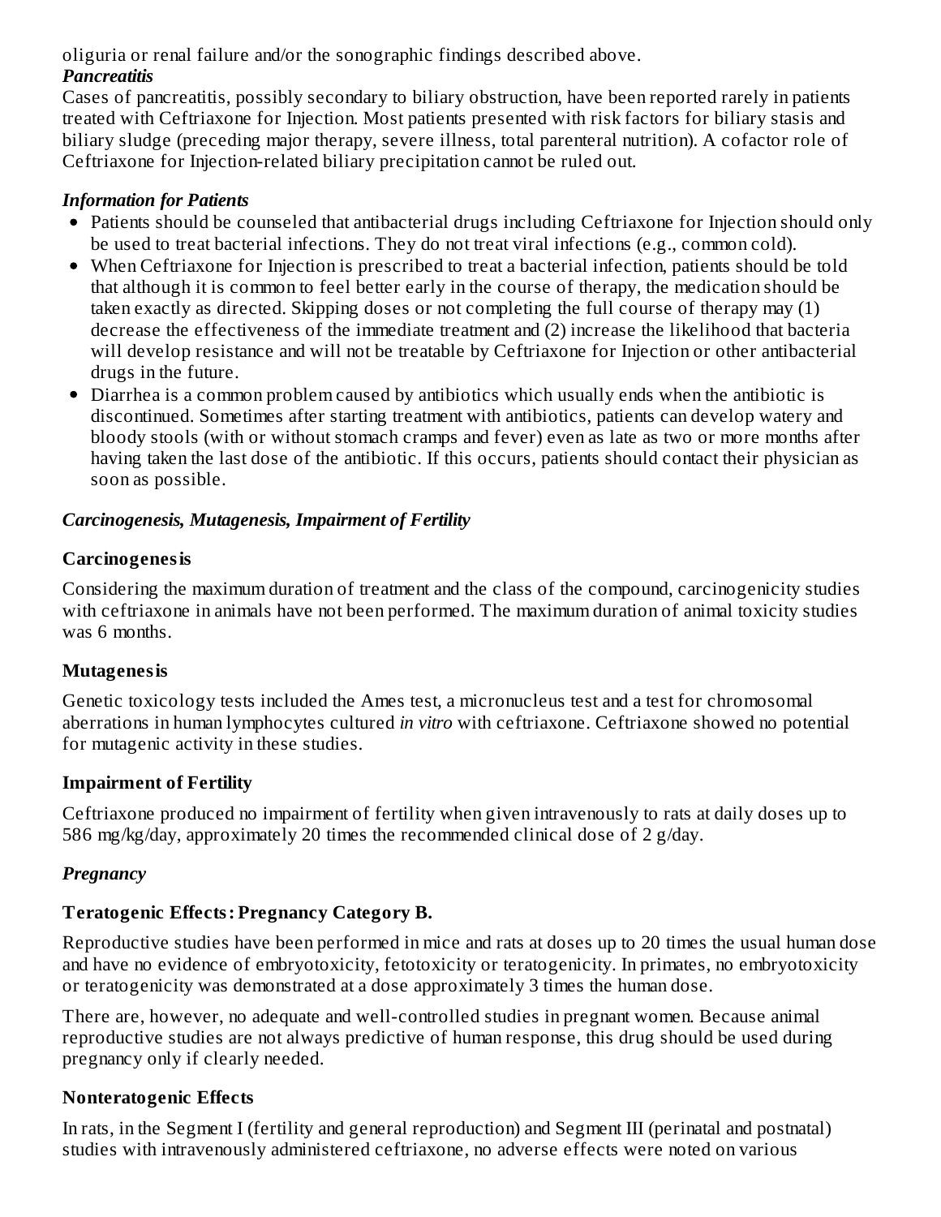oliguria or renal failure and/or the sonographic findings described above.

***Pancreatitis***

Cases of pancreatitis, possibly secondary to biliary obstruction, have been reported rarely in patients treated with Ceftriaxone for Injection. Most patients presented with risk factors for biliary stasis and biliary sludge (preceding major therapy, severe illness, total parenteral nutrition). A cofactor role of Ceftriaxone for Injection-related biliary precipitation cannot be ruled out.

***Information for Patients***

- Patients should be counseled that antibacterial drugs including Ceftriaxone for Injection should only be used to treat bacterial infections. They do not treat viral infections (e.g., common cold).
- When Ceftriaxone for Injection is prescribed to treat a bacterial infection, patients should be told that although it is common to feel better early in the course of therapy, the medication should be taken exactly as directed. Skipping doses or not completing the full course of therapy may (1) decrease the effectiveness of the immediate treatment and (2) increase the likelihood that bacteria will develop resistance and will not be treatable by Ceftriaxone for Injection or other antibacterial drugs in the future.
- Diarrhea is a common problem caused by antibiotics which usually ends when the antibiotic is discontinued. Sometimes after starting treatment with antibiotics, patients can develop watery and bloody stools (with or without stomach cramps and fever) even as late as two or more months after having taken the last dose of the antibiotic. If this occurs, patients should contact their physician as soon as possible.

***Carcinogenesis, Mutagenesis, Impairment of Fertility***

**Carcinogenesis**

Considering the maximum duration of treatment and the class of the compound, carcinogenicity studies with ceftriaxone in animals have not been performed. The maximum duration of animal toxicity studies was 6 months.

**Mutagenesis**

Genetic toxicology tests included the Ames test, a micronucleus test and a test for chromosomal aberrations in human lymphocytes cultured *in vitro* with ceftriaxone. Ceftriaxone showed no potential for mutagenic activity in these studies.

**Impairment of Fertility**

Ceftriaxone produced no impairment of fertility when given intravenously to rats at daily doses up to 586 mg/kg/day, approximately 20 times the recommended clinical dose of 2 g/day.

***Pregnancy***

**Teratogenic Effects: Pregnancy Category B.**

Reproductive studies have been performed in mice and rats at doses up to 20 times the usual human dose and have no evidence of embryotoxicity, fetotoxicity or teratogenicity. In primates, no embryotoxicity or teratogenicity was demonstrated at a dose approximately 3 times the human dose.

There are, however, no adequate and well-controlled studies in pregnant women. Because animal reproductive studies are not always predictive of human response, this drug should be used during pregnancy only if clearly needed.

**Nonteratogenic Effects**

In rats, in the Segment I (fertility and general reproduction) and Segment III (perinatal and postnatal) studies with intravenously administered ceftriaxone, no adverse effects were noted on various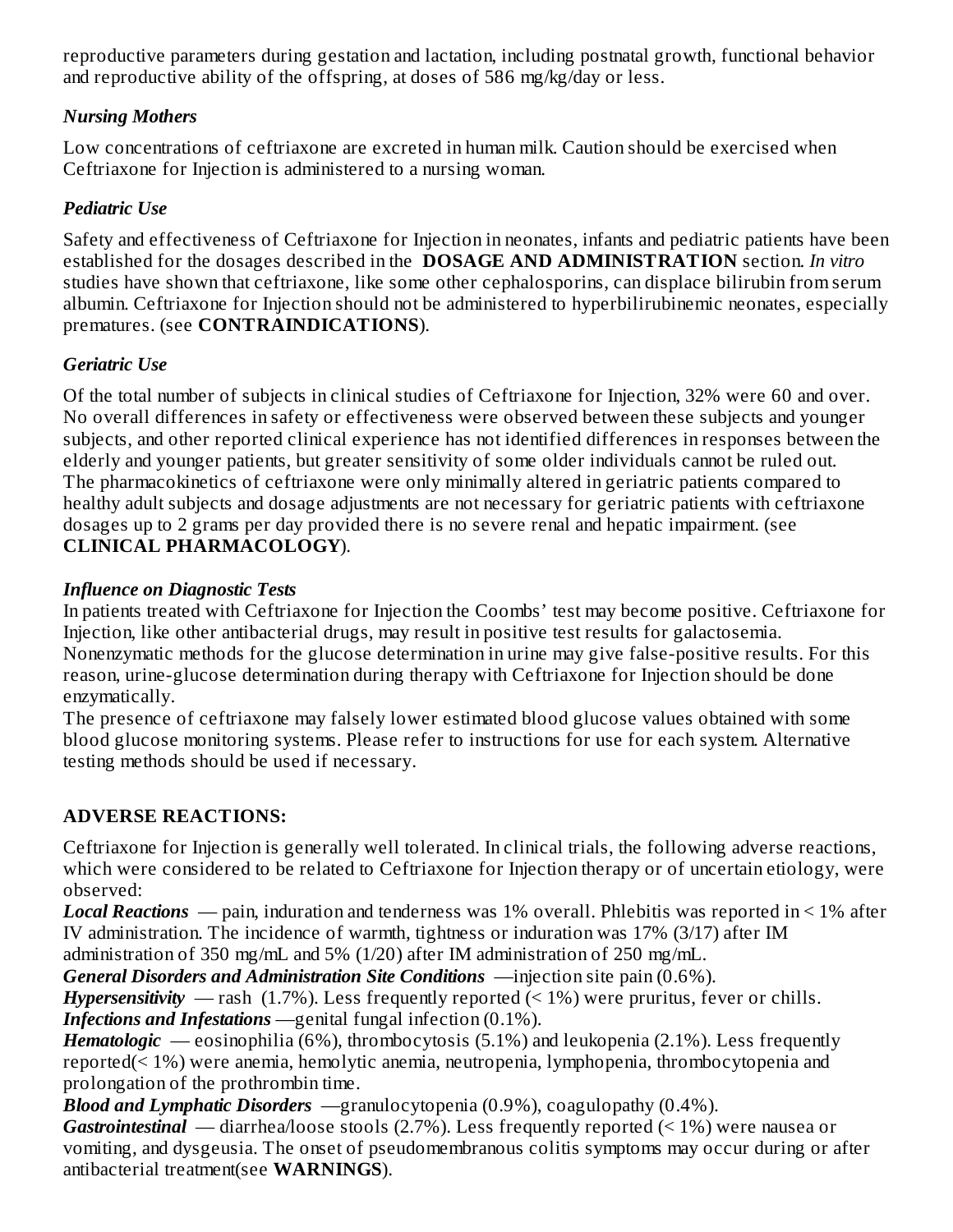reproductive parameters during gestation and lactation, including postnatal growth, functional behavior and reproductive ability of the offspring, at doses of 586 mg/kg/day or less.

### *Nursing Mothers*

Low concentrations of ceftriaxone are excreted in human milk. Caution should be exercised when Ceftriaxone for Injection is administered to a nursing woman.

### *Pediatric Use*

Safety and effectiveness of Ceftriaxone for Injection in neonates, infants and pediatric patients have been established for the dosages described in the **DOSAGE AND ADMINISTRATION** section. *In vitro* studies have shown that ceftriaxone, like some other cephalosporins, can displace bilirubin from serum albumin. Ceftriaxone for Injection should not be administered to hyperbilirubinemic neonates, especially prematures. (see **CONTRAINDICATIONS**).

### *Geriatric Use*

Of the total number of subjects in clinical studies of Ceftriaxone for Injection, 32% were 60 and over. No overall differences in safety or effectiveness were observed between these subjects and younger subjects, and other reported clinical experience has not identified differences in responses between the elderly and younger patients, but greater sensitivity of some older individuals cannot be ruled out. The pharmacokinetics of ceftriaxone were only minimally altered in geriatric patients compared to healthy adult subjects and dosage adjustments are not necessary for geriatric patients with ceftriaxone dosages up to 2 grams per day provided there is no severe renal and hepatic impairment. (see **CLINICAL PHARMACOLOGY**).

### *Influence on Diagnostic Tests*

In patients treated with Ceftriaxone for Injection the Coombs' test may become positive. Ceftriaxone for Injection, like other antibacterial drugs, may result in positive test results for galactosemia. Nonenzymatic methods for the glucose determination in urine may give false-positive results. For this reason, urine-glucose determination during therapy with Ceftriaxone for Injection should be done enzymatically.
The presence of ceftriaxone may falsely lower estimated blood glucose values obtained with some blood glucose monitoring systems. Please refer to instructions for use for each system. Alternative testing methods should be used if necessary.

## ADVERSE REACTIONS:

Ceftriaxone for Injection is generally well tolerated. In clinical trials, the following adverse reactions, which were considered to be related to Ceftriaxone for Injection therapy or of uncertain etiology, were observed:

***Local Reactions*** — pain, induration and tenderness was 1% overall. Phlebitis was reported in < 1% after IV administration. The incidence of warmth, tightness or induration was 17% (3/17) after IM administration of 350 mg/mL and 5% (1/20) after IM administration of 250 mg/mL.
***General Disorders and Administration Site Conditions*** —injection site pain (0.6%).
***Hypersensitivity*** — rash (1.7%). Less frequently reported (< 1%) were pruritus, fever or chills.
***Infections and Infestations*** —genital fungal infection (0.1%).
***Hematologic*** — eosinophilia (6%), thrombocytosis (5.1%) and leukopenia (2.1%). Less frequently reported(< 1%) were anemia, hemolytic anemia, neutropenia, lymphopenia, thrombocytopenia and prolongation of the prothrombin time.
***Blood and Lymphatic Disorders*** —granulocytopenia (0.9%), coagulopathy (0.4%).
***Gastrointestinal*** — diarrhea/loose stools (2.7%). Less frequently reported (< 1%) were nausea or vomiting, and dysgeusia. The onset of pseudomembranous colitis symptoms may occur during or after antibacterial treatment(see **WARNINGS**).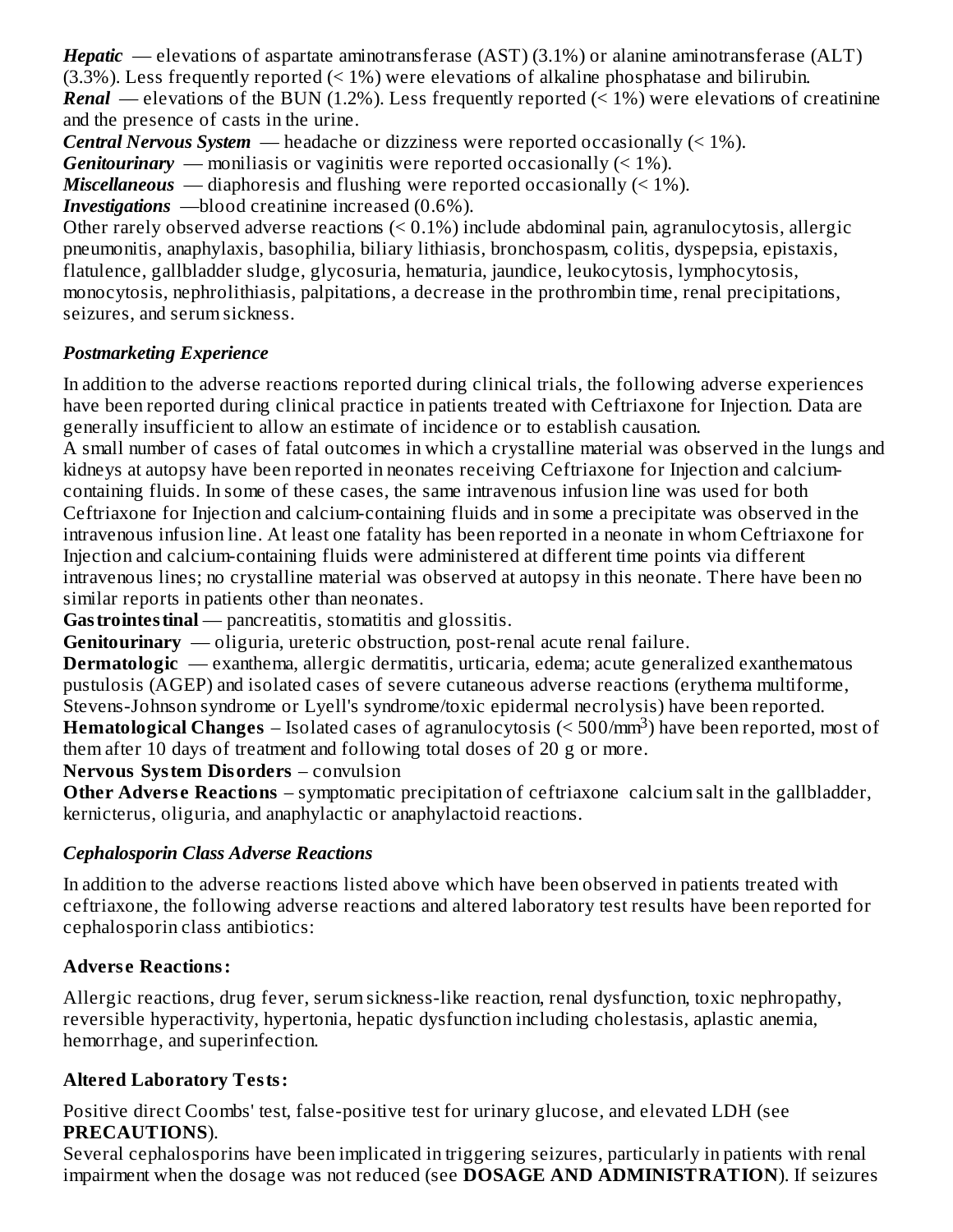***Hepatic*** — elevations of aspartate aminotransferase (AST) (3.1%) or alanine aminotransferase (ALT) (3.3%). Less frequently reported (< 1%) were elevations of alkaline phosphatase and bilirubin.
***Renal*** — elevations of the BUN (1.2%). Less frequently reported (< 1%) were elevations of creatinine and the presence of casts in the urine.
***Central Nervous System*** — headache or dizziness were reported occasionally (< 1%).
***Genitourinary*** — moniliasis or vaginitis were reported occasionally (< 1%).
***Miscellaneous*** — diaphoresis and flushing were reported occasionally (< 1%).
***Investigations*** —blood creatinine increased (0.6%).
Other rarely observed adverse reactions (< 0.1%) include abdominal pain, agranulocytosis, allergic pneumonitis, anaphylaxis, basophilia, biliary lithiasis, bronchospasm, colitis, dyspepsia, epistaxis, flatulence, gallbladder sludge, glycosuria, hematuria, jaundice, leukocytosis, lymphocytosis, monocytosis, nephrolithiasis, palpitations, a decrease in the prothrombin time, renal precipitations, seizures, and serum sickness.

*Postmarketing Experience*

In addition to the adverse reactions reported during clinical trials, the following adverse experiences have been reported during clinical practice in patients treated with Ceftriaxone for Injection. Data are generally insufficient to allow an estimate of incidence or to establish causation.
A small number of cases of fatal outcomes in which a crystalline material was observed in the lungs and kidneys at autopsy have been reported in neonates receiving Ceftriaxone for Injection and calcium-containing fluids. In some of these cases, the same intravenous infusion line was used for both Ceftriaxone for Injection and calcium-containing fluids and in some a precipitate was observed in the intravenous infusion line. At least one fatality has been reported in a neonate in whom Ceftriaxone for Injection and calcium-containing fluids were administered at different time points via different intravenous lines; no crystalline material was observed at autopsy in this neonate. There have been no similar reports in patients other than neonates.
**Gastrointestinal** — pancreatitis, stomatitis and glossitis.
**Genitourinary** — oliguria, ureteric obstruction, post-renal acute renal failure.
**Dermatologic** — exanthema, allergic dermatitis, urticaria, edema; acute generalized exanthematous pustulosis (AGEP) and isolated cases of severe cutaneous adverse reactions (erythema multiforme, Stevens-Johnson syndrome or Lyell's syndrome/toxic epidermal necrolysis) have been reported.
**Hematological Changes** – Isolated cases of agranulocytosis (< 500/mm$^3$) have been reported, most of them after 10 days of treatment and following total doses of 20 g or more.
**Nervous System Disorders** – convulsion
**Other Adverse Reactions** – symptomatic precipitation of ceftriaxone calcium salt in the gallbladder, kernicterus, oliguria, and anaphylactic or anaphylactoid reactions.

*Cephalosporin Class Adverse Reactions*

In addition to the adverse reactions listed above which have been observed in patients treated with ceftriaxone, the following adverse reactions and altered laboratory test results have been reported for cephalosporin class antibiotics:

**Adverse Reactions:**

Allergic reactions, drug fever, serum sickness-like reaction, renal dysfunction, toxic nephropathy, reversible hyperactivity, hypertonia, hepatic dysfunction including cholestasis, aplastic anemia, hemorrhage, and superinfection.

**Altered Laboratory Tests:**

Positive direct Coombs' test, false-positive test for urinary glucose, and elevated LDH (see **PRECAUTIONS**).
Several cephalosporins have been implicated in triggering seizures, particularly in patients with renal impairment when the dosage was not reduced (see **DOSAGE AND ADMINISTRATION**). If seizures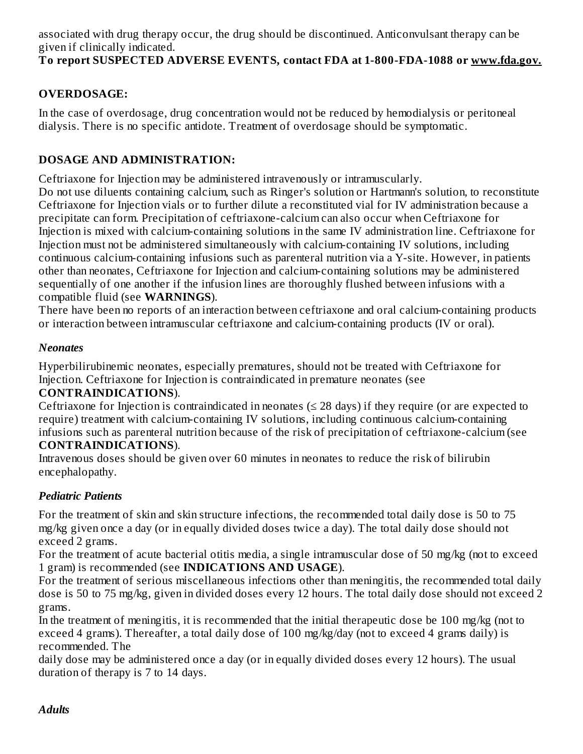associated with drug therapy occur, the drug should be discontinued. Anticonvulsant therapy can be given if clinically indicated.

**To report SUSPECTED ADVERSE EVENTS, contact FDA at 1-800-FDA-1088 or www.fda.gov.**

## OVERDOSAGE:

In the case of overdosage, drug concentration would not be reduced by hemodialysis or peritoneal dialysis. There is no specific antidote. Treatment of overdosage should be symptomatic.

## DOSAGE AND ADMINISTRATION:

Ceftriaxone for Injection may be administered intravenously or intramuscularly.

Do not use diluents containing calcium, such as Ringer's solution or Hartmann's solution, to reconstitute Ceftriaxone for Injection vials or to further dilute a reconstituted vial for IV administration because a precipitate can form. Precipitation of ceftriaxone-calcium can also occur when Ceftriaxone for Injection is mixed with calcium-containing solutions in the same IV administration line. Ceftriaxone for Injection must not be administered simultaneously with calcium-containing IV solutions, including continuous calcium-containing infusions such as parenteral nutrition via a Y-site. However, in patients other than neonates, Ceftriaxone for Injection and calcium-containing solutions may be administered sequentially of one another if the infusion lines are thoroughly flushed between infusions with a compatible fluid (see **WARNINGS**).

There have been no reports of an interaction between ceftriaxone and oral calcium-containing products or interaction between intramuscular ceftriaxone and calcium-containing products (IV or oral).

### *Neonates*

Hyperbilirubinemic neonates, especially prematures, should not be treated with Ceftriaxone for Injection. Ceftriaxone for Injection is contraindicated in premature neonates (see **CONTRAINDICATIONS**).

Ceftriaxone for Injection is contraindicated in neonates (≤ 28 days) if they require (or are expected to require) treatment with calcium-containing IV solutions, including continuous calcium-containing infusions such as parenteral nutrition because of the risk of precipitation of ceftriaxone-calcium (see **CONTRAINDICATIONS**).

Intravenous doses should be given over 60 minutes in neonates to reduce the risk of bilirubin encephalopathy.

### *Pediatric Patients*

For the treatment of skin and skin structure infections, the recommended total daily dose is 50 to 75 mg/kg given once a day (or in equally divided doses twice a day). The total daily dose should not exceed 2 grams.

For the treatment of acute bacterial otitis media, a single intramuscular dose of 50 mg/kg (not to exceed 1 gram) is recommended (see **INDICATIONS AND USAGE**).

For the treatment of serious miscellaneous infections other than meningitis, the recommended total daily dose is 50 to 75 mg/kg, given in divided doses every 12 hours. The total daily dose should not exceed 2 grams.

In the treatment of meningitis, it is recommended that the initial therapeutic dose be 100 mg/kg (not to exceed 4 grams). Thereafter, a total daily dose of 100 mg/kg/day (not to exceed 4 grams daily) is recommended. The daily dose may be administered once a day (or in equally divided doses every 12 hours). The usual duration of therapy is 7 to 14 days.

### *Adults*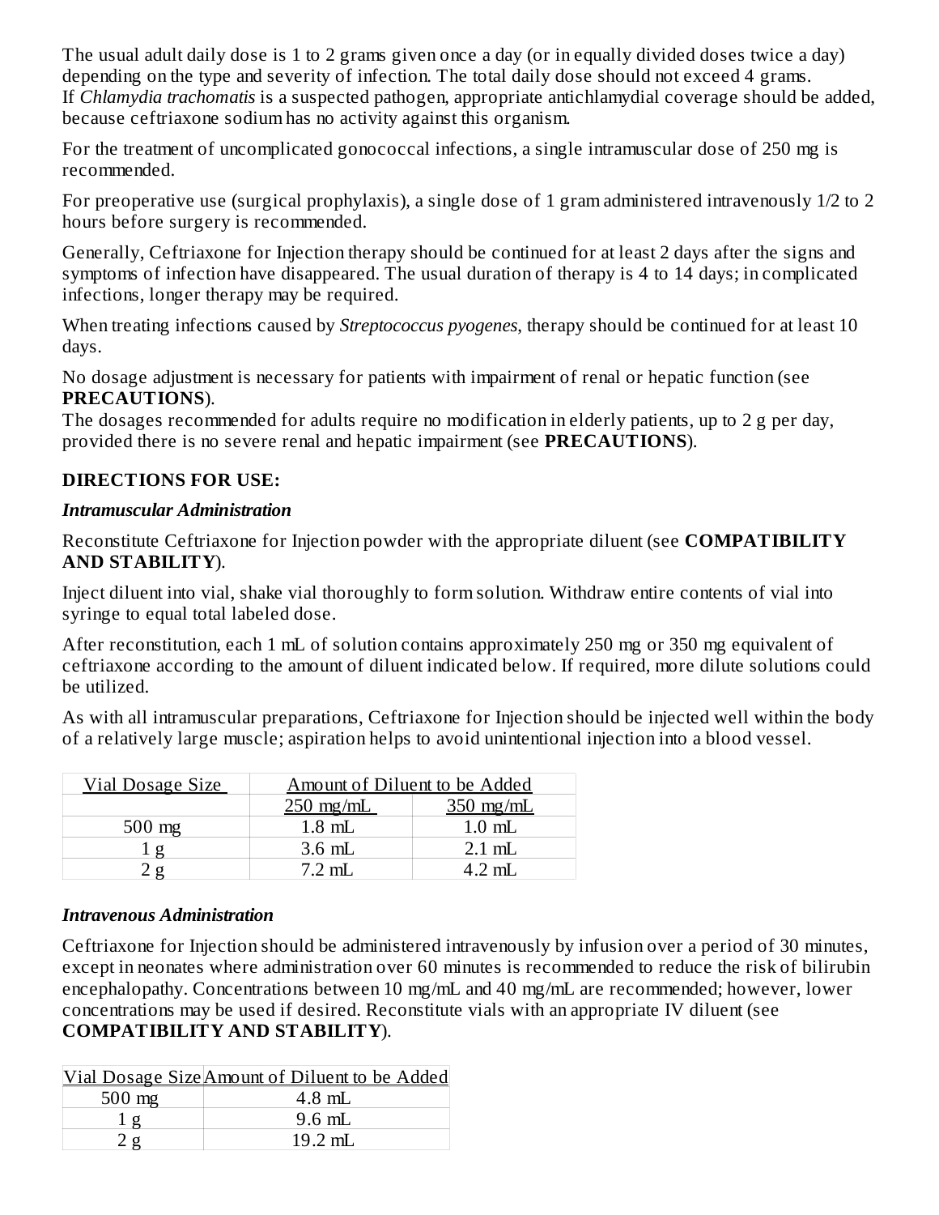The usual adult daily dose is 1 to 2 grams given once a day (or in equally divided doses twice a day) depending on the type and severity of infection. The total daily dose should not exceed 4 grams. If *Chlamydia trachomatis* is a suspected pathogen, appropriate antichlamydial coverage should be added, because ceftriaxone sodium has no activity against this organism.

For the treatment of uncomplicated gonococcal infections, a single intramuscular dose of 250 mg is recommended.

For preoperative use (surgical prophylaxis), a single dose of 1 gram administered intravenously 1/2 to 2 hours before surgery is recommended.

Generally, Ceftriaxone for Injection therapy should be continued for at least 2 days after the signs and symptoms of infection have disappeared. The usual duration of therapy is 4 to 14 days; in complicated infections, longer therapy may be required.

When treating infections caused by *Streptococcus pyogenes*, therapy should be continued for at least 10 days.

No dosage adjustment is necessary for patients with impairment of renal or hepatic function (see **PRECAUTIONS**).
The dosages recommended for adults require no modification in elderly patients, up to 2 g per day, provided there is no severe renal and hepatic impairment (see **PRECAUTIONS**).

**DIRECTIONS FOR USE:**

***Intramuscular Administration***

Reconstitute Ceftriaxone for Injection powder with the appropriate diluent (see **COMPATIBILITY AND STABILITY**).

Inject diluent into vial, shake vial thoroughly to form solution. Withdraw entire contents of vial into syringe to equal total labeled dose.

After reconstitution, each 1 mL of solution contains approximately 250 mg or 350 mg equivalent of ceftriaxone according to the amount of diluent indicated below. If required, more dilute solutions could be utilized.

As with all intramuscular preparations, Ceftriaxone for Injection should be injected well within the body of a relatively large muscle; aspiration helps to avoid unintentional injection into a blood vessel.

| Vial Dosage Size | Amount of Diluent to be Added | |
|---|---|---|
| | 250 mg/mL | 350 mg/mL |
| 500 mg | 1.8 mL | 1.0 mL |
| 1 g | 3.6 mL | 2.1 mL |
| 2 g | 7.2 mL | 4.2 mL |

***Intravenous Administration***

Ceftriaxone for Injection should be administered intravenously by infusion over a period of 30 minutes, except in neonates where administration over 60 minutes is recommended to reduce the risk of bilirubin encephalopathy. Concentrations between 10 mg/mL and 40 mg/mL are recommended; however, lower concentrations may be used if desired. Reconstitute vials with an appropriate IV diluent (see **COMPATIBILITY AND STABILITY**).

| Vial Dosage Size | Amount of Diluent to be Added |
|---|---|
| 500 mg | 4.8 mL |
| 1 g | 9.6 mL |
| 2 g | 19.2 mL |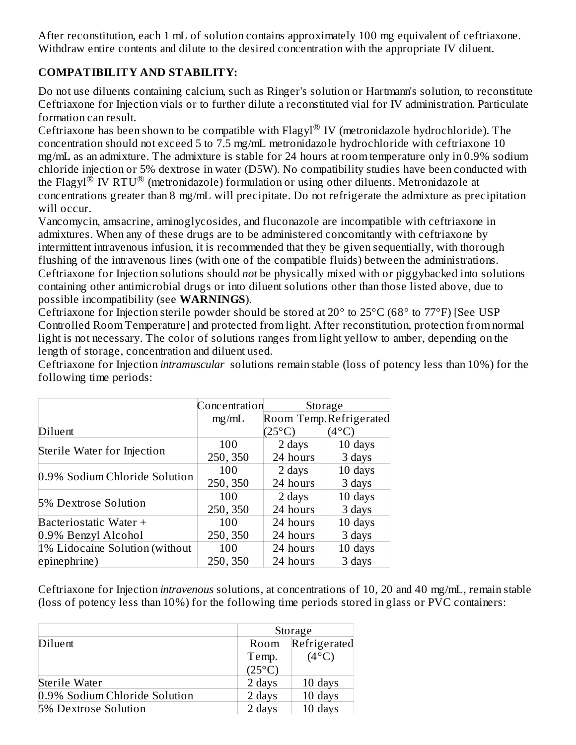After reconstitution, each 1 mL of solution contains approximately 100 mg equivalent of ceftriaxone. Withdraw entire contents and dilute to the desired concentration with the appropriate IV diluent.

**COMPATIBILITY AND STABILITY:**

Do not use diluents containing calcium, such as Ringer's solution or Hartmann's solution, to reconstitute Ceftriaxone for Injection vials or to further dilute a reconstituted vial for IV administration. Particulate formation can result.

Ceftriaxone has been shown to be compatible with Flagyl® IV (metronidazole hydrochloride). The concentration should not exceed 5 to 7.5 mg/mL metronidazole hydrochloride with ceftriaxone 10 mg/mL as an admixture. The admixture is stable for 24 hours at room temperature only in 0.9% sodium chloride injection or 5% dextrose in water (D5W). No compatibility studies have been conducted with the Flagyl® IV RTU® (metronidazole) formulation or using other diluents. Metronidazole at concentrations greater than 8 mg/mL will precipitate. Do not refrigerate the admixture as precipitation will occur.

Vancomycin, amsacrine, aminoglycosides, and fluconazole are incompatible with ceftriaxone in admixtures. When any of these drugs are to be administered concomitantly with ceftriaxone by intermittent intravenous infusion, it is recommended that they be given sequentially, with thorough flushing of the intravenous lines (with one of the compatible fluids) between the administrations.

Ceftriaxone for Injection solutions should *not* be physically mixed with or piggybacked into solutions containing other antimicrobial drugs or into diluent solutions other than those listed above, due to possible incompatibility (see **WARNINGS**).

Ceftriaxone for Injection sterile powder should be stored at 20° to 25°C (68° to 77°F) [See USP Controlled Room Temperature] and protected from light. After reconstitution, protection from normal light is not necessary. The color of solutions ranges from light yellow to amber, depending on the length of storage, concentration and diluent used.

Ceftriaxone for Injection *intramuscular* solutions remain stable (loss of potency less than 10%) for the following time periods:

| Diluent | Concentration mg/mL | Storage Room Temp. (25°C) | Storage Refrigerated (4°C) |
|---|---|---|---|
| Sterile Water for Injection | 100 | 2 days | 10 days |
| | 250, 350 | 24 hours | 3 days |
| 0.9% Sodium Chloride Solution | 100 | 2 days | 10 days |
| | 250, 350 | 24 hours | 3 days |
| 5% Dextrose Solution | 100 | 2 days | 10 days |
| | 250, 350 | 24 hours | 3 days |
| Bacteriostatic Water + 0.9% Benzyl Alcohol | 100 | 24 hours | 10 days |
| | 250, 350 | 24 hours | 3 days |
| 1% Lidocaine Solution (without epinephrine) | 100 | 24 hours | 10 days |
| | 250, 350 | 24 hours | 3 days |

Ceftriaxone for Injection *intravenous* solutions, at concentrations of 10, 20 and 40 mg/mL, remain stable (loss of potency less than 10%) for the following time periods stored in glass or PVC containers:

| Diluent | Storage Room Temp. (25°C) | Storage Refrigerated (4°C) |
|---|---|---|
| Sterile Water | 2 days | 10 days |
| 0.9% Sodium Chloride Solution | 2 days | 10 days |
| 5% Dextrose Solution | 2 days | 10 days |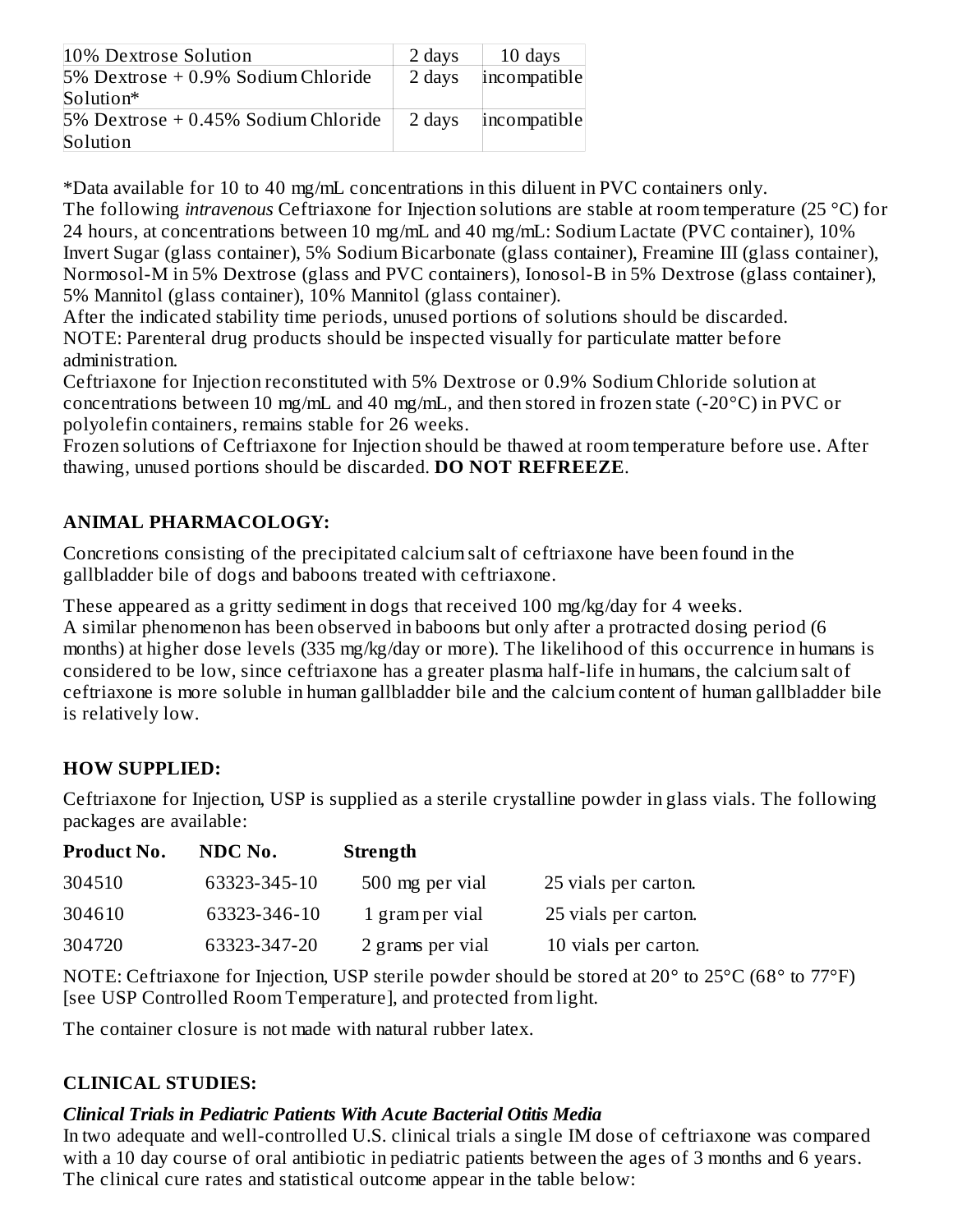| | | |
|---|---|---|
| 10% Dextrose Solution | 2 days | 10 days |
| 5% Dextrose + 0.9% Sodium Chloride Solution* | 2 days | incompatible |
| 5% Dextrose + 0.45% Sodium Chloride Solution | 2 days | incompatible |

*Data available for 10 to 40 mg/mL concentrations in this diluent in PVC containers only.

The following *intravenous* Ceftriaxone for Injection solutions are stable at room temperature (25 °C) for 24 hours, at concentrations between 10 mg/mL and 40 mg/mL: Sodium Lactate (PVC container), 10% Invert Sugar (glass container), 5% Sodium Bicarbonate (glass container), Freamine III (glass container), Normosol-M in 5% Dextrose (glass and PVC containers), Ionosol-B in 5% Dextrose (glass container), 5% Mannitol (glass container), 10% Mannitol (glass container).

After the indicated stability time periods, unused portions of solutions should be discarded.

NOTE: Parenteral drug products should be inspected visually for particulate matter before administration.

Ceftriaxone for Injection reconstituted with 5% Dextrose or 0.9% Sodium Chloride solution at concentrations between 10 mg/mL and 40 mg/mL, and then stored in frozen state (-20°C) in PVC or polyolefin containers, remains stable for 26 weeks.

Frozen solutions of Ceftriaxone for Injection should be thawed at room temperature before use. After thawing, unused portions should be discarded. **DO NOT REFREEZE**.

## ANIMAL PHARMACOLOGY:

Concretions consisting of the precipitated calcium salt of ceftriaxone have been found in the gallbladder bile of dogs and baboons treated with ceftriaxone.

These appeared as a gritty sediment in dogs that received 100 mg/kg/day for 4 weeks.

A similar phenomenon has been observed in baboons but only after a protracted dosing period (6 months) at higher dose levels (335 mg/kg/day or more). The likelihood of this occurrence in humans is considered to be low, since ceftriaxone has a greater plasma half-life in humans, the calcium salt of ceftriaxone is more soluble in human gallbladder bile and the calcium content of human gallbladder bile is relatively low.

## HOW SUPPLIED:

Ceftriaxone for Injection, USP is supplied as a sterile crystalline powder in glass vials. The following packages are available:

| Product No. | NDC No. | Strength | |
|---|---|---|---|
| 304510 | 63323-345-10 | 500 mg per vial | 25 vials per carton. |
| 304610 | 63323-346-10 | 1 gram per vial | 25 vials per carton. |
| 304720 | 63323-347-20 | 2 grams per vial | 10 vials per carton. |

NOTE: Ceftriaxone for Injection, USP sterile powder should be stored at 20° to 25°C (68° to 77°F) [see USP Controlled Room Temperature], and protected from light.

The container closure is not made with natural rubber latex.

## CLINICAL STUDIES:

### *Clinical Trials in Pediatric Patients With Acute Bacterial Otitis Media*

In two adequate and well-controlled U.S. clinical trials a single IM dose of ceftriaxone was compared with a 10 day course of oral antibiotic in pediatric patients between the ages of 3 months and 6 years. The clinical cure rates and statistical outcome appear in the table below: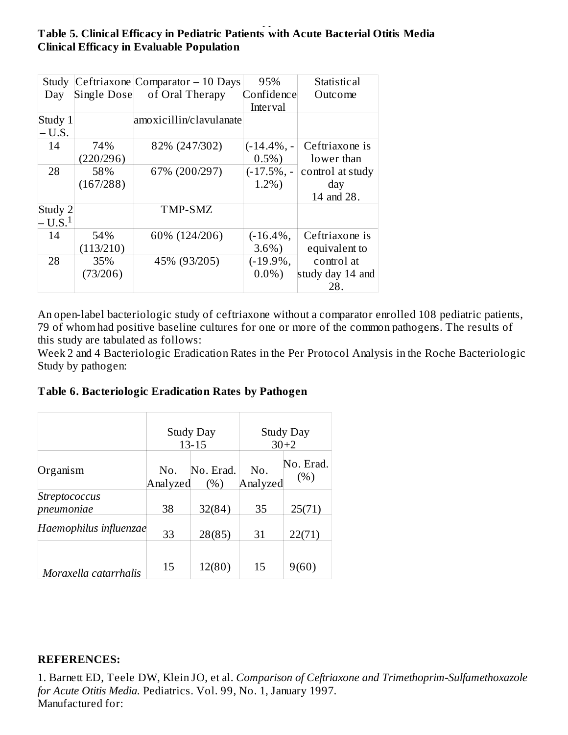**Table 5. Clinical Efficacy in Pediatric Patients with Acute Bacterial Otitis Media**
**Clinical Efficacy in Evaluable Population**

| Study Day | Ceftriaxone Single Dose | Comparator – 10 Days of Oral Therapy | 95% Confidence Interval | Statistical Outcome |
| --- | --- | --- | --- | --- |
| Study 1 – U.S. | | amoxicillin/clavulanate | | |
| 14 | 74% (220/296) | 82% (247/302) | (-14.4%, -0.5%) | Ceftriaxone is lower than control at study day 14 and 28. |
| 28 | 58% (167/288) | 67% (200/297) | (-17.5%, -1.2%) | |
| Study 2 – U.S.[1] | | TMP-SMZ | | |
| 14 | 54% (113/210) | 60% (124/206) | (-16.4%, 3.6%) | Ceftriaxone is equivalent to control at study day 14 and 28. |
| 28 | 35% (73/206) | 45% (93/205) | (-19.9%, 0.0%) | |

An open-label bacteriologic study of ceftriaxone without a comparator enrolled 108 pediatric patients, 79 of whom had positive baseline cultures for one or more of the common pathogens. The results of this study are tabulated as follows:
Week 2 and 4 Bacteriologic Eradication Rates in the Per Protocol Analysis in the Roche Bacteriologic Study by pathogen:

**Table 6. Bacteriologic Eradication Rates by Pathogen**

| | Study Day 13-15 | | Study Day 30+2 | |
| --- | --- | --- | --- | --- |
| Organism | No. Analyzed | No. Erad. (%) | No. Analyzed | No. Erad. (%) |
| *Streptococcus pneumoniae* | 38 | 32(84) | 35 | 25(71) |
| *Haemophilus influenzae* | 33 | 28(85) | 31 | 22(71) |
| *Moraxella catarrhalis* | 15 | 12(80) | 15 | 9(60) |

**REFERENCES:**

1. Barnett ED, Teele DW, Klein JO, et al. *Comparison of Ceftriaxone and Trimethoprim-Sulfamethoxazole for Acute Otitis Media.* Pediatrics. Vol. 99, No. 1, January 1997.

Manufactured for: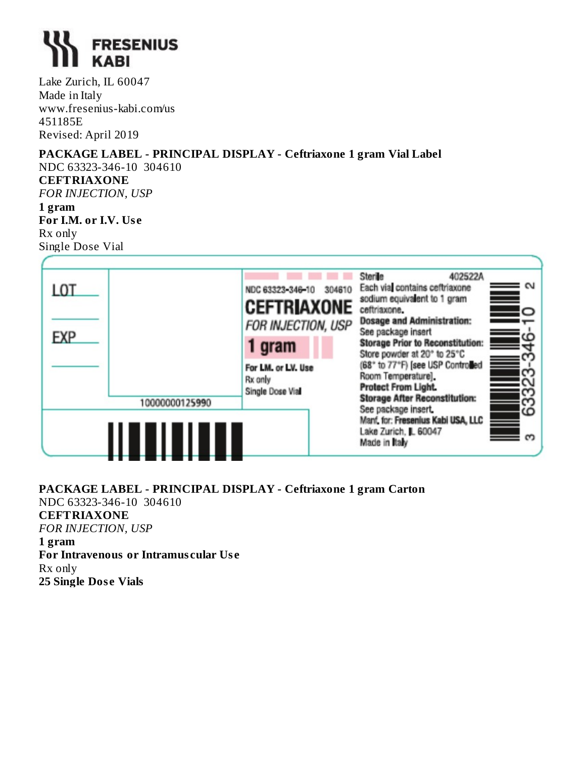**FRESENIUS KABI**

Lake Zurich, IL 60047
Made in Italy
www.fresenius-kabi.com/us
451185E
Revised: April 2019

**PACKAGE LABEL - PRINCIPAL DISPLAY - Ceftriaxone 1 gram Vial Label**

NDC 63323-346-10 304610
**CEFTRIAXONE**
*FOR INJECTION, USP*
**1 gram**
**For I.M. or I.V. Use**
Rx only
Single Dose Vial

LOT
EXP

10000000125990

NDC 63323-346-10 304610
**CEFTRIAXONE**
*FOR INJECTION, USP*
**1 gram**
**For I.M. or I.V. Use**
Rx only
Single Dose Vial

Sterile 402522A
Each vial contains ceftriaxone sodium equivalent to 1 gram ceftriaxone.
**Dosage and Administration:** See package insert
**Storage Prior to Reconstitution:** Store powder at 20° to 25°C (68° to 77°F) [see USP Controlled Room Temperature].
**Protect From Light.**
**Storage After Reconstitution:** See package insert.
Manf. for: Fresenius Kabi USA, LLC
Lake Zurich, IL 60047
Made in Italy

3 63323-346-10 2

**PACKAGE LABEL - PRINCIPAL DISPLAY - Ceftriaxone 1 gram Carton**

NDC 63323-346-10 304610
**CEFTRIAXONE**
*FOR INJECTION, USP*
**1 gram**
**For Intravenous or Intramuscular Use**
Rx only
**25 Single Dose Vials**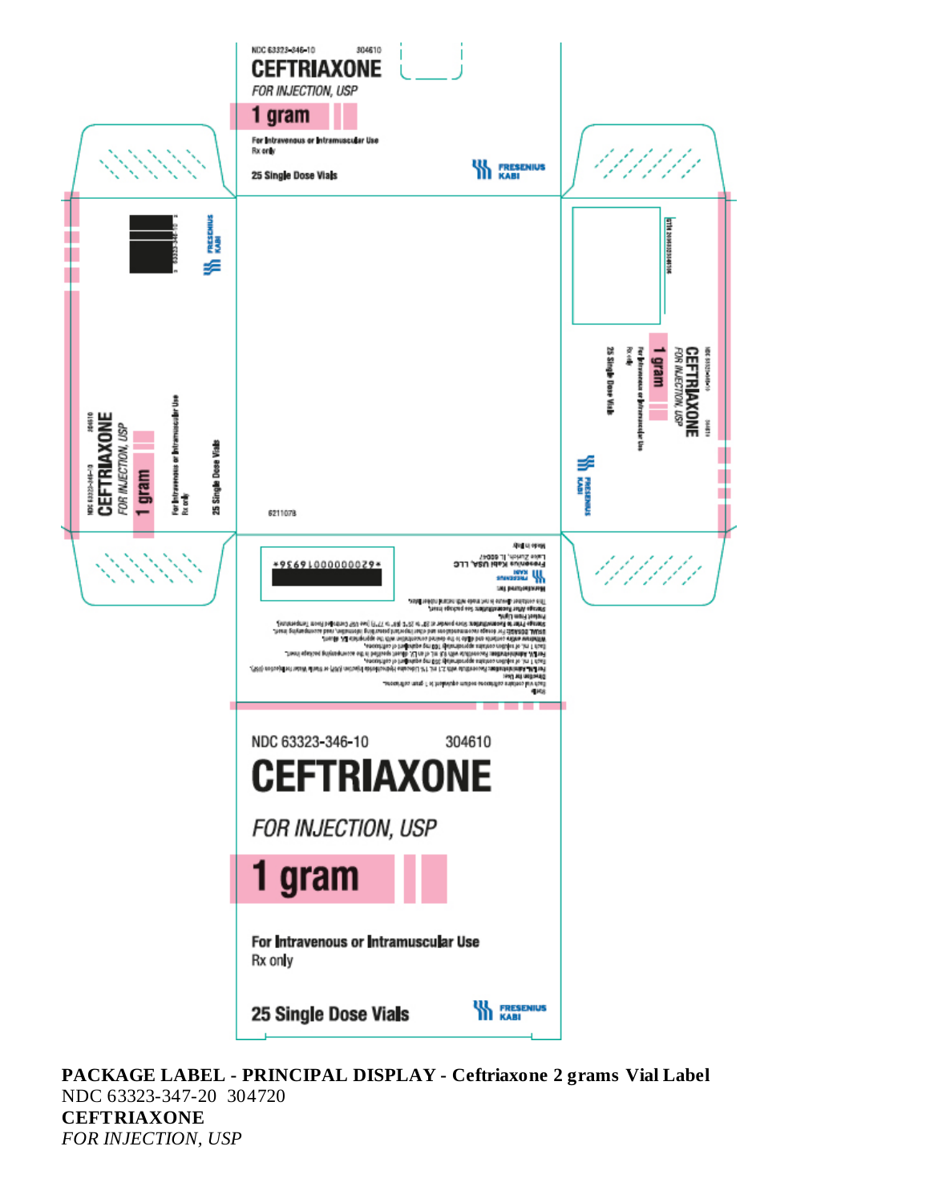NDC 63323-346-10 304610

**CEFTRIAXONE**

*FOR INJECTION, USP*

**1 gram**

**For Intravenous or Intramuscular Use**

Rx only

**25 Single Dose Vials**

FRESENIUS KABI

6211078

NDC 63323-346-10 304610

**CEFTRIAXONE**

*FOR INJECTION, USP*

**1 gram**

**For Intravenous or Intramuscular Use**

Rx only

**25 Single Dose Vials**

FRESENIUS KABI

**PACKAGE LABEL - PRINCIPAL DISPLAY - Ceftriaxone 2 grams Vial Label**

NDC 63323-347-20 304720

**CEFTRIAXONE**

*FOR INJECTION, USP*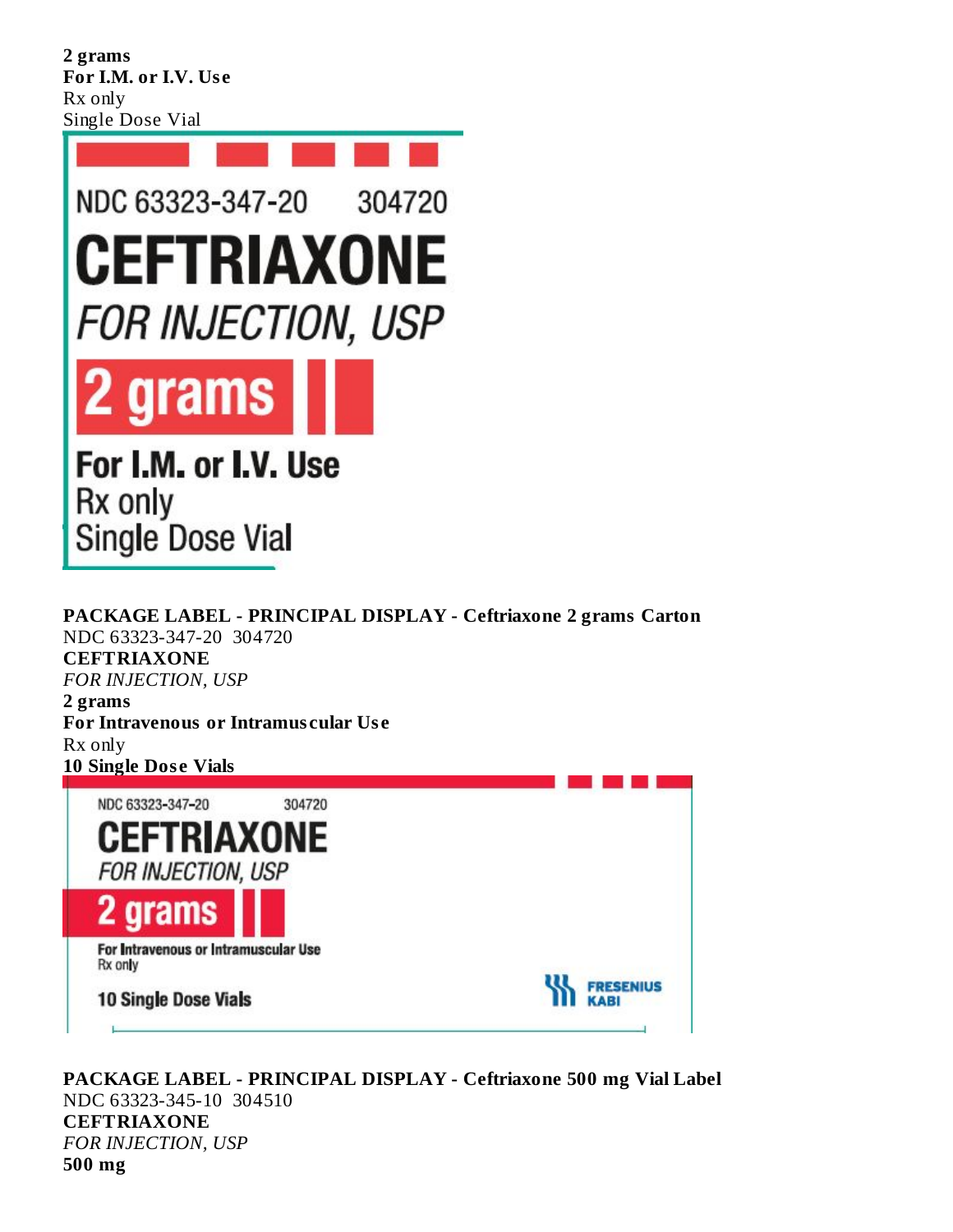**2 grams**
**For I.M. or I.V. Use**
Rx only
Single Dose Vial

NDC 63323-347-20 304720
CEFTRIAXONE
FOR INJECTION, USP
2 grams
For I.M. or I.V. Use
Rx only
Single Dose Vial

**PACKAGE LABEL - PRINCIPAL DISPLAY - Ceftriaxone 2 grams Carton**
NDC 63323-347-20 304720
**CEFTRIAXONE**
*FOR INJECTION, USP*
**2 grams**
**For Intravenous or Intramuscular Use**
Rx only
**10 Single Dose Vials**

NDC 63323-347-20 304720
CEFTRIAXONE
FOR INJECTION, USP
2 grams
For Intravenous or Intramuscular Use
Rx only
10 Single Dose Vials
FRESENIUS KABI

**PACKAGE LABEL - PRINCIPAL DISPLAY - Ceftriaxone 500 mg Vial Label**
NDC 63323-345-10 304510
**CEFTRIAXONE**
*FOR INJECTION, USP*
**500 mg**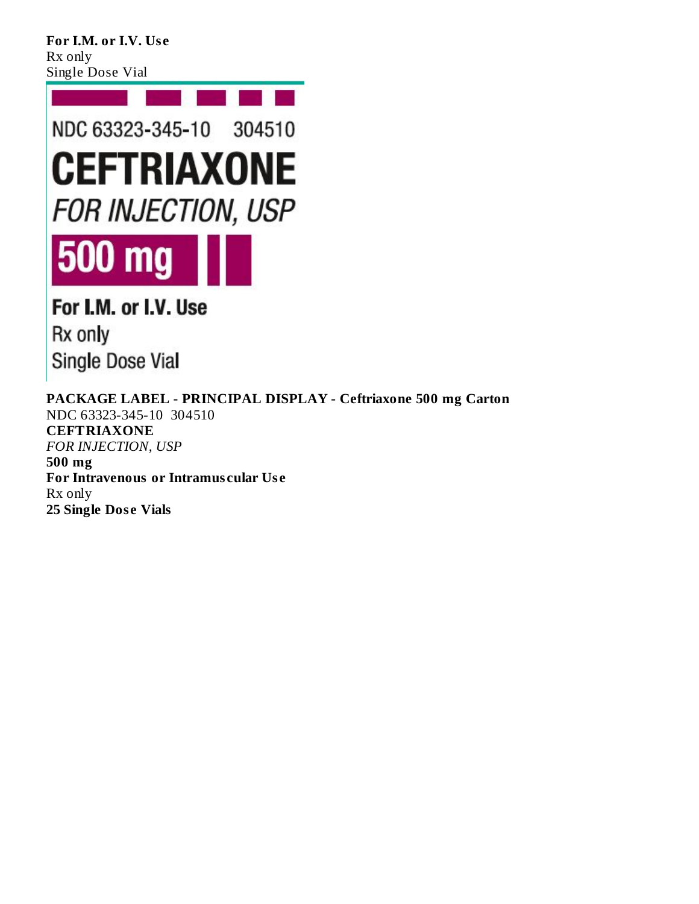**For I.M. or I.V. Use**
Rx only
Single Dose Vial

NDC 63323-345-10 304510
**CEFTRIAXONE**
*FOR INJECTION, USP*
**500 mg**
**For I.M. or I.V. Use**
Rx only
Single Dose Vial

**PACKAGE LABEL - PRINCIPAL DISPLAY - Ceftriaxone 500 mg Carton**
NDC 63323-345-10 304510
**CEFTRIAXONE**
*FOR INJECTION, USP*
**500 mg**
**For Intravenous or Intramuscular Use**
Rx only
**25 Single Dose Vials**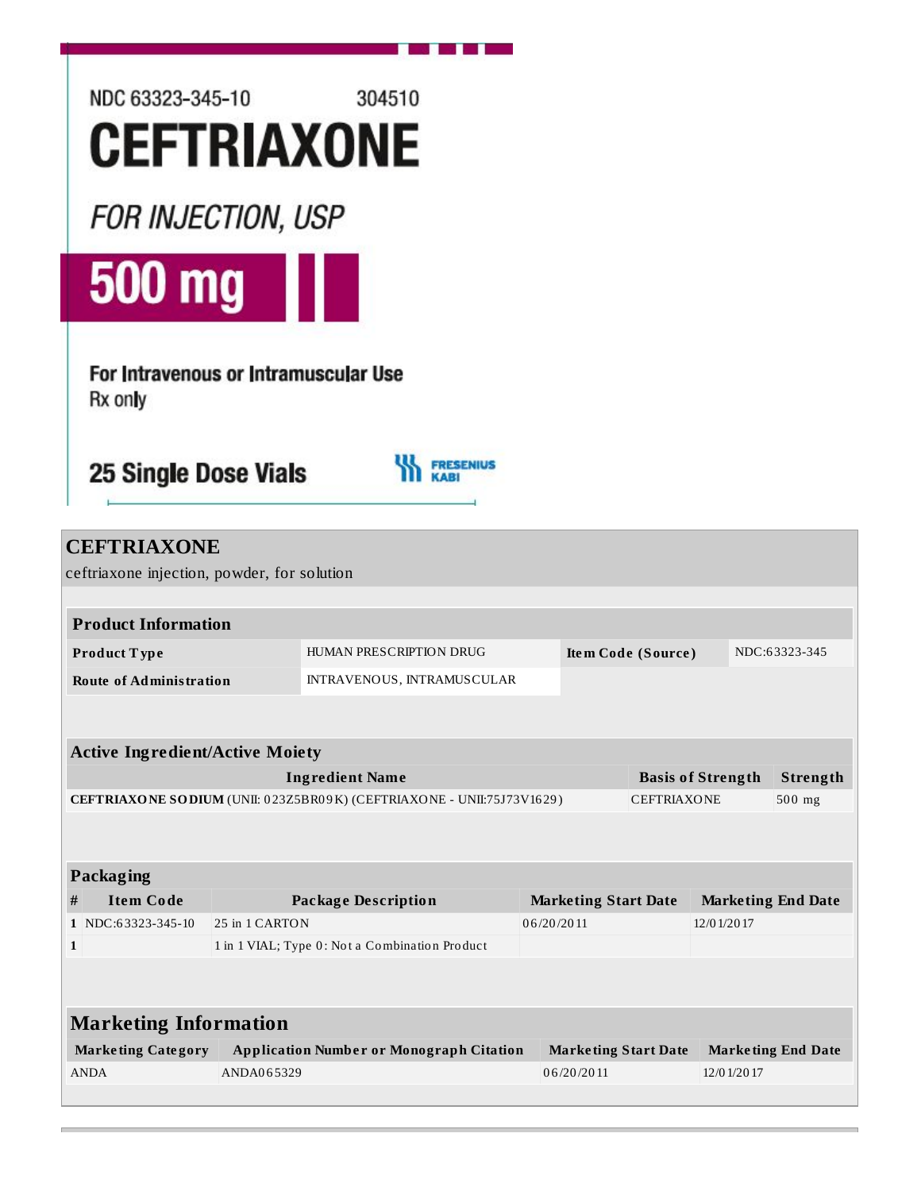NDC 63323-345-10 304510

# CEFTRIAXONE

*FOR INJECTION, USP*

**500 mg**

**For Intravenous or Intramuscular Use**

Rx only

**25 Single Dose Vials**

FRESENIUS KABI

## CEFTRIAXONE

ceftriaxone injection, powder, for solution

| Product Information | | | |
|---|---|---|---|
| **Product Type** | HUMAN PRESCRIPTION DRUG | **Item Code (Source)** | NDC:63323-345 |
| **Route of Administration** | INTRAVENOUS, INTRAMUSCULAR | | |

| Active Ingredient/Active Moiety | | |
|---|---|---|
| **Ingredient Name** | **Basis of Strength** | **Strength** |
| **CEFTRIAXONE SODIUM** (UNII: 023Z5BR09K) (CEFTRIAXONE - UNII:75J73V1629) | CEFTRIAXONE | 500 mg |

| Packaging | | | | |
|---|---|---|---|---|
| **#** | **Item Code** | **Package Description** | **Marketing Start Date** | **Marketing End Date** |
| 1 | NDC:63323-345-10 | 25 in 1 CARTON | 06/20/2011 | 12/01/2017 |
| 1 | | 1 in 1 VIAL; Type 0: Not a Combination Product | | |

| Marketing Information | | | |
|---|---|---|---|
| **Marketing Category** | **Application Number or Monograph Citation** | **Marketing Start Date** | **Marketing End Date** |
| ANDA | ANDA065329 | 06/20/2011 | 12/01/2017 |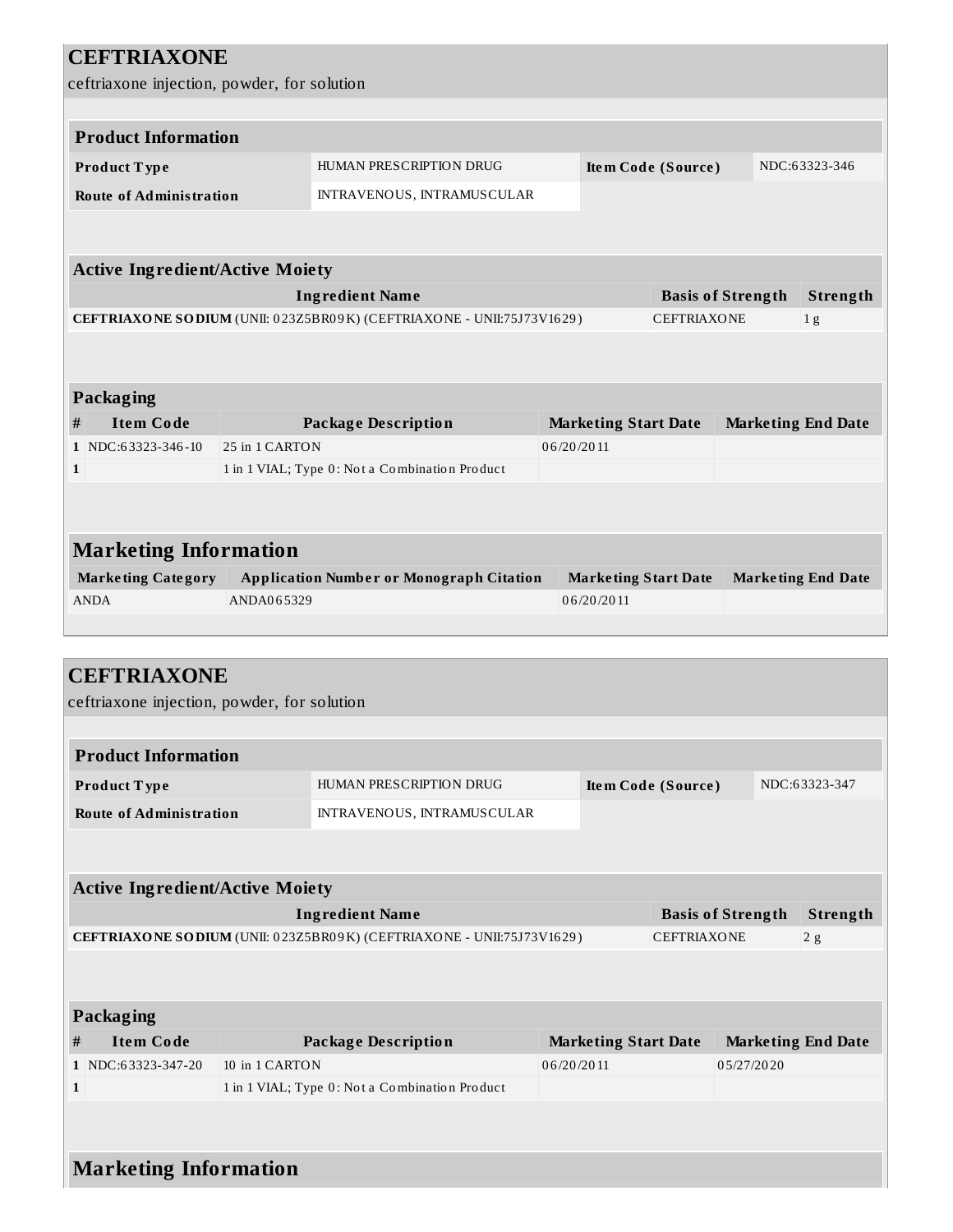## CEFTRIAXONE

ceftriaxone injection, powder, for solution

| Product Information | | | |
|---|---|---|---|
| **Product Type** | HUMAN PRESCRIPTION DRUG | **Item Code (Source)** | NDC:63323-346 |
| **Route of Administration** | INTRAVENOUS, INTRAMUSCULAR | | |

| Active Ingredient/Active Moiety | | |
|---|---|---|
| **Ingredient Name** | **Basis of Strength** | **Strength** |
| **CEFTRIAXONE SODIUM** (UNII: 023Z5BR09K) (CEFTRIAXONE - UNII:75J73V1629) | CEFTRIAXONE | 1 g |

| Packaging | | | | |
|---|---|---|---|---|
| **#** | **Item Code** | **Package Description** | **Marketing Start Date** | **Marketing End Date** |
| 1 | NDC:63323-346-10 | 25 in 1 CARTON | 06/20/2011 | |
| 1 | | 1 in 1 VIAL; Type 0: Not a Combination Product | | |

| Marketing Information | | | |
|---|---|---|---|
| **Marketing Category** | **Application Number or Monograph Citation** | **Marketing Start Date** | **Marketing End Date** |
| ANDA | ANDA065329 | 06/20/2011 | |

## CEFTRIAXONE

ceftriaxone injection, powder, for solution

| Product Information | | | |
|---|---|---|---|
| **Product Type** | HUMAN PRESCRIPTION DRUG | **Item Code (Source)** | NDC:63323-347 |
| **Route of Administration** | INTRAVENOUS, INTRAMUSCULAR | | |

| Active Ingredient/Active Moiety | | |
|---|---|---|
| **Ingredient Name** | **Basis of Strength** | **Strength** |
| **CEFTRIAXONE SODIUM** (UNII: 023Z5BR09K) (CEFTRIAXONE - UNII:75J73V1629) | CEFTRIAXONE | 2 g |

| Packaging | | | | |
|---|---|---|---|---|
| **#** | **Item Code** | **Package Description** | **Marketing Start Date** | **Marketing End Date** |
| 1 | NDC:63323-347-20 | 10 in 1 CARTON | 06/20/2011 | 05/27/2020 |
| 1 | | 1 in 1 VIAL; Type 0: Not a Combination Product | | |

### Marketing Information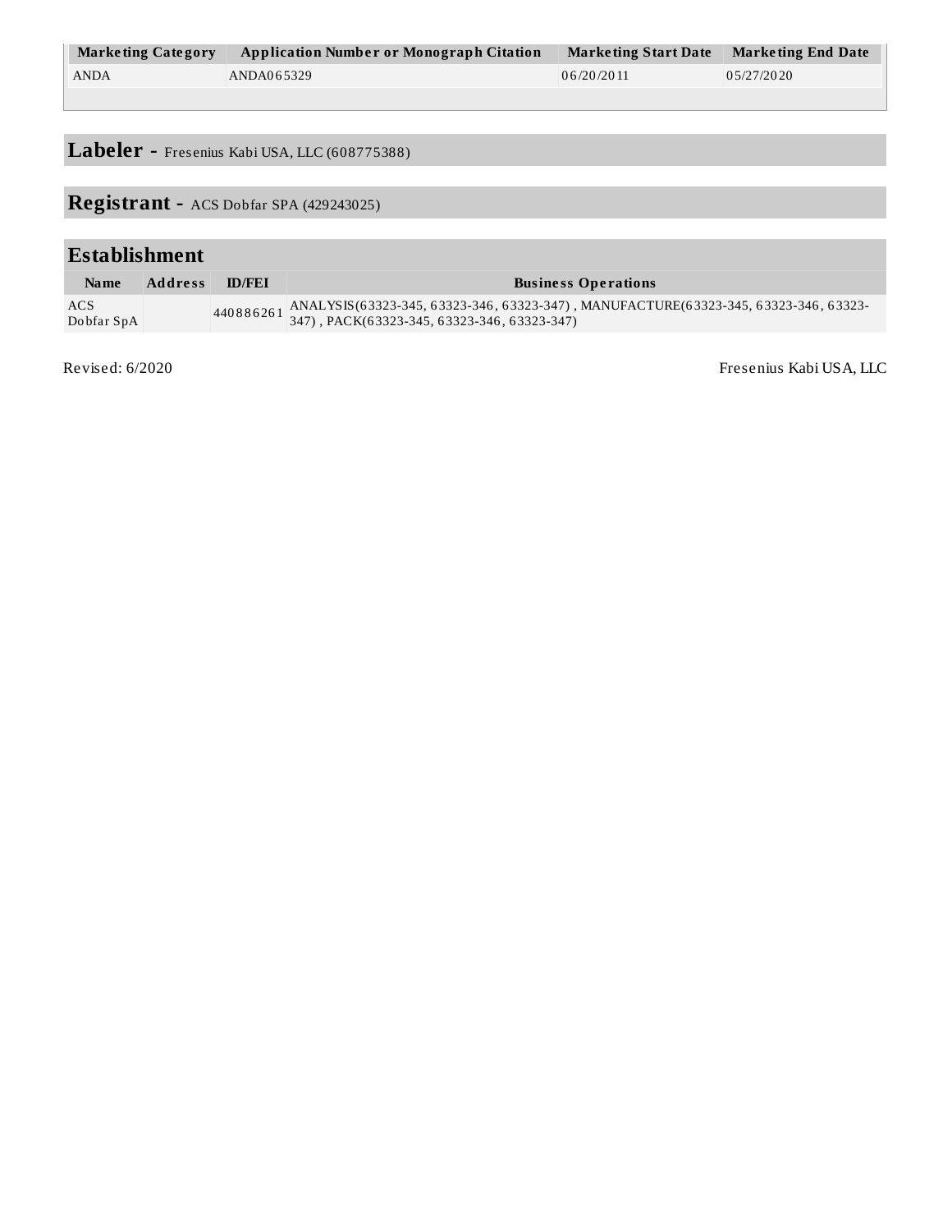| Marketing Category | Application Number or Monograph Citation | Marketing Start Date | Marketing End Date |
| --- | --- | --- | --- |
| ANDA | ANDA065329 | 06/20/2011 | 05/27/2020 |

## Labeler - Fresenius Kabi USA, LLC (608775388)

## Registrant - ACS Dobfar SPA (429243025)

## Establishment

| Name | Address | ID/FEI | Business Operations |
| --- | --- | --- | --- |
| ACS Dobfar SpA | | 440886261 | ANALYSIS(63323-345, 63323-346, 63323-347) , MANUFACTURE(63323-345, 63323-346, 63323-347) , PACK(63323-345, 63323-346, 63323-347) |

Revised: 6/2020

Fresenius Kabi USA, LLC